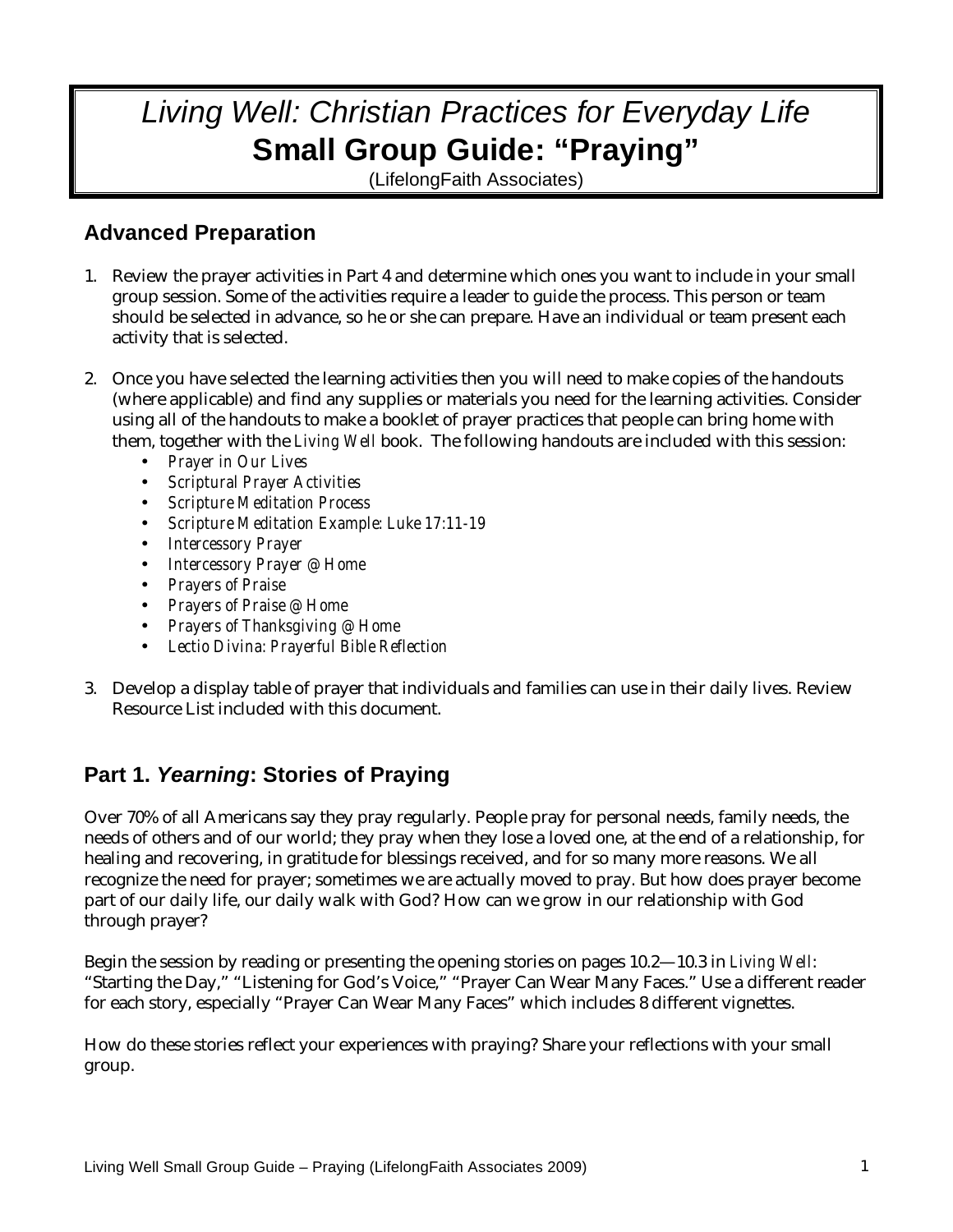# *Living Well: Christian Practices for Everyday Life*
# **Small Group Guide: "Praying"**

(LifelongFaith Associates)

## Advanced Preparation

1. Review the prayer activities in Part 4 and determine which ones you want to include in your small group session. Some of the activities require a leader to guide the process. This person or team should be selected in advance, so he or she can prepare. Have an individual or team present each activity that is selected.

2. Once you have selected the learning activities then you will need to make copies of the handouts (where applicable) and find any supplies or materials you need for the learning activities. Consider using all of the handouts to make a booklet of prayer practices that people can bring home with them, together with the *Living Well* book. The following handouts are included with this session:
   - *Prayer in Our Lives*
   - *Scriptural Prayer Activities*
   - *Scripture Meditation Process*
   - *Scripture Meditation Example: Luke 17:11-19*
   - *Intercessory Prayer*
   - *Intercessory Prayer @ Home*
   - *Prayers of Praise*
   - *Prayers of Praise @ Home*
   - *Prayers of Thanksgiving @ Home*
   - *Lectio Divina: Prayerful Bible Reflection*

3. Develop a display table of prayer that individuals and families can use in their daily lives. Review Resource List included with this document.

## Part 1. *Yearning*: Stories of Praying

Over 70% of all Americans say they pray regularly. People pray for personal needs, family needs, the needs of others and of our world; they pray when they lose a loved one, at the end of a relationship, for healing and recovering, in gratitude for blessings received, and for so many more reasons. We all recognize the need for prayer; sometimes we are actually moved to pray. But how does prayer become part of our daily life, our daily walk with God? How can we grow in our relationship with God through prayer?

Begin the session by reading or presenting the opening stories on pages 10.2—10.3 in *Living Well*: "Starting the Day," "Listening for God's Voice," "Prayer Can Wear Many Faces." Use a different reader for each story, especially "Prayer Can Wear Many Faces" which includes 8 different vignettes.

How do these stories reflect your experiences with praying? Share your reflections with your small group.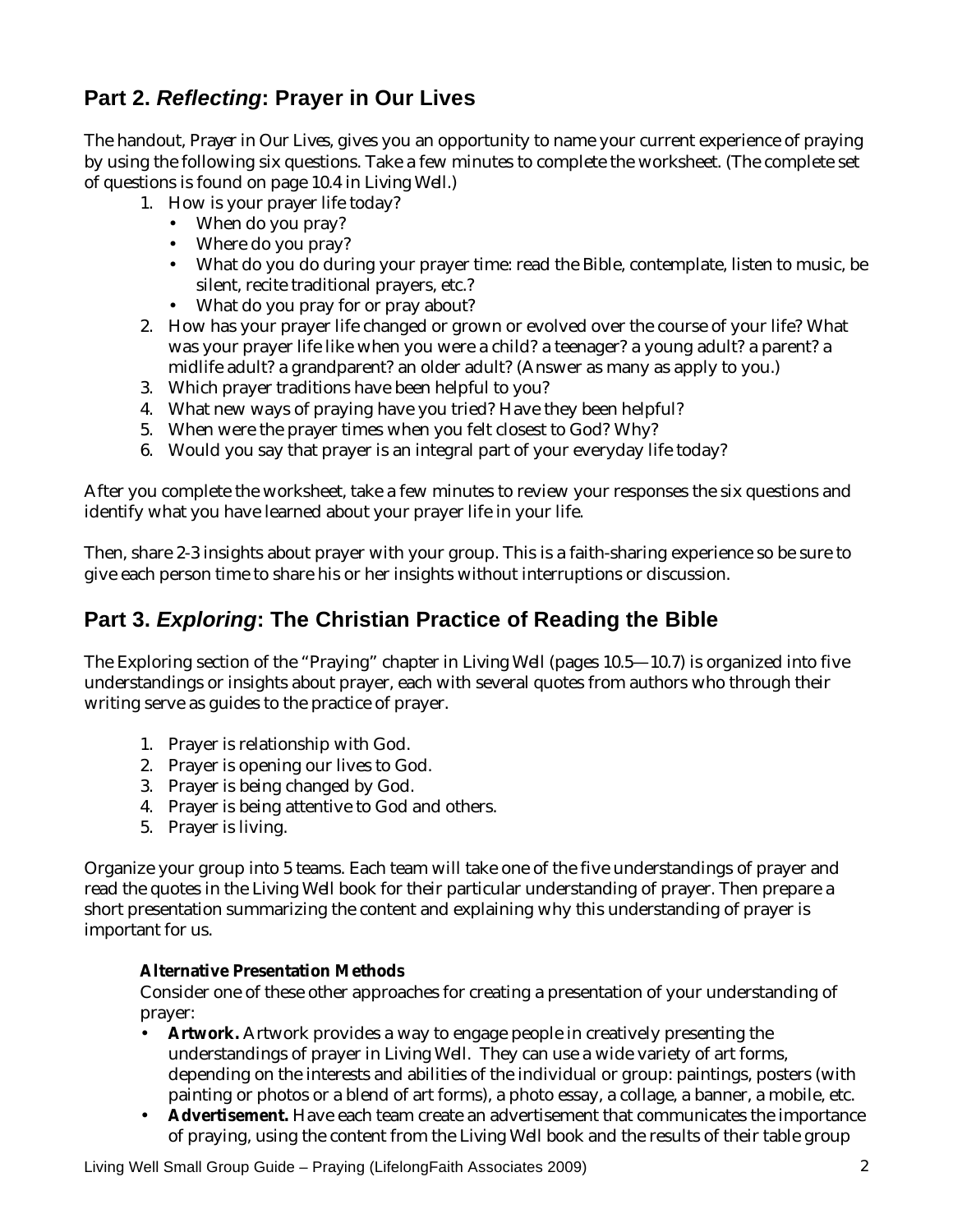## Part 2. *Reflecting*: Prayer in Our Lives

The handout, *Prayer in Our Lives*, gives you an opportunity to name your current experience of praying by using the following six questions. Take a few minutes to complete the worksheet. (The complete set of questions is found on page 10.4 in *Living Well*.)

1. How is your prayer life today?
   - When do you pray?
   - Where do you pray?
   - What do you do during your prayer time: read the Bible, contemplate, listen to music, be silent, recite traditional prayers, etc.?
   - What do you pray for or pray about?
2. How has your prayer life changed or grown or evolved over the course of your life? What was your prayer life like when you were a child? a teenager? a young adult? a parent? a midlife adult? a grandparent? an older adult? (Answer as many as apply to you.)
3. Which prayer traditions have been helpful to you?
4. What new ways of praying have you tried? Have they been helpful?
5. When were the prayer times when you felt closest to God? Why?
6. Would you say that prayer is an integral part of your everyday life today?

After you complete the worksheet, take a few minutes to review your responses the six questions and identify what you have learned about your prayer life in your life.

Then, share 2-3 insights about prayer with your group. This is a faith-sharing experience so be sure to give each person time to share his or her insights without interruptions or discussion.

## Part 3. *Exploring*: The Christian Practice of Reading the Bible

The Exploring section of the "Praying" chapter in *Living Well* (pages 10.5—10.7) is organized into five understandings or insights about prayer, each with several quotes from authors who through their writing serve as guides to the practice of prayer.

1. Prayer is relationship with God.
2. Prayer is opening our lives to God.
3. Prayer is being changed by God.
4. Prayer is being attentive to God and others.
5. Prayer is living.

Organize your group into 5 teams. Each team will take one of the five understandings of prayer and read the quotes in the *Living Well* book for their particular understanding of prayer. Then prepare a short presentation summarizing the content and explaining why this understanding of prayer is important for us.

**Alternative Presentation Methods**

Consider one of these other approaches for creating a presentation of your understanding of prayer:

- **Artwork.** Artwork provides a way to engage people in creatively presenting the understandings of prayer in *Living Well*. They can use a wide variety of art forms, depending on the interests and abilities of the individual or group: paintings, posters (with painting or photos or a blend of art forms), a photo essay, a collage, a banner, a mobile, etc.
- **Advertisement.** Have each team create an advertisement that communicates the importance of praying, using the content from the *Living Well* book and the results of their table group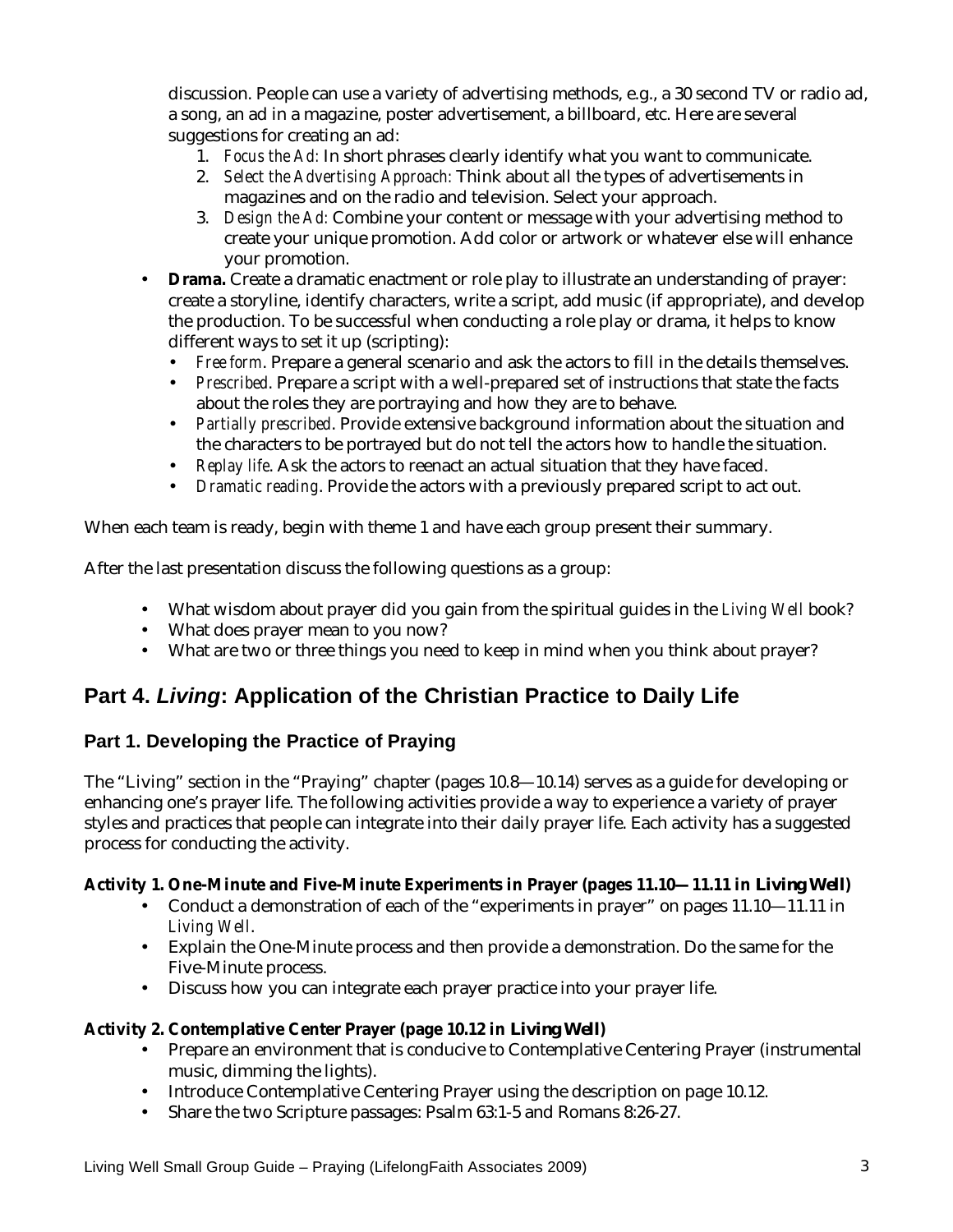discussion. People can use a variety of advertising methods, e.g., a 30 second TV or radio ad, a song, an ad in a magazine, poster advertisement, a billboard, etc. Here are several suggestions for creating an ad:

1. *Focus the Ad:* In short phrases clearly identify what you want to communicate.
2. *Select the Advertising Approach:* Think about all the types of advertisements in magazines and on the radio and television. Select your approach.
3. *Design the Ad:* Combine your content or message with your advertising method to create your unique promotion. Add color or artwork or whatever else will enhance your promotion.

- **Drama.** Create a dramatic enactment or role play to illustrate an understanding of prayer: create a storyline, identify characters, write a script, add music (if appropriate), and develop the production. To be successful when conducting a role play or drama, it helps to know different ways to set it up (scripting):
  - *Free form*. Prepare a general scenario and ask the actors to fill in the details themselves.
  - *Prescribed*. Prepare a script with a well-prepared set of instructions that state the facts about the roles they are portraying and how they are to behave.
  - *Partially prescribed*. Provide extensive background information about the situation and the characters to be portrayed but do not tell the actors how to handle the situation.
  - *Replay life*. Ask the actors to reenact an actual situation that they have faced.
  - *Dramatic reading*. Provide the actors with a previously prepared script to act out.

When each team is ready, begin with theme 1 and have each group present their summary.

After the last presentation discuss the following questions as a group:

- What wisdom about prayer did you gain from the spiritual guides in the *Living Well* book?
- What does prayer mean to you now?
- What are two or three things you need to keep in mind when you think about prayer?

## Part 4. *Living*: Application of the Christian Practice to Daily Life

### Part 1. Developing the Practice of Praying

The "Living" section in the "Praying" chapter (pages 10.8—10.14) serves as a guide for developing or enhancing one's prayer life. The following activities provide a way to experience a variety of prayer styles and practices that people can integrate into their daily prayer life. Each activity has a suggested process for conducting the activity.

**Activity 1. One-Minute and Five-Minute Experiments in Prayer (pages 11.10—11.11 in *Living Well*)**

- Conduct a demonstration of each of the "experiments in prayer" on pages 11.10—11.11 in *Living Well*.
- Explain the One-Minute process and then provide a demonstration. Do the same for the Five-Minute process.
- Discuss how you can integrate each prayer practice into your prayer life.

**Activity 2. Contemplative Center Prayer (page 10.12 in *Living Well*)**

- Prepare an environment that is conducive to Contemplative Centering Prayer (instrumental music, dimming the lights).
- Introduce Contemplative Centering Prayer using the description on page 10.12.
- Share the two Scripture passages: Psalm 63:1-5 and Romans 8:26-27.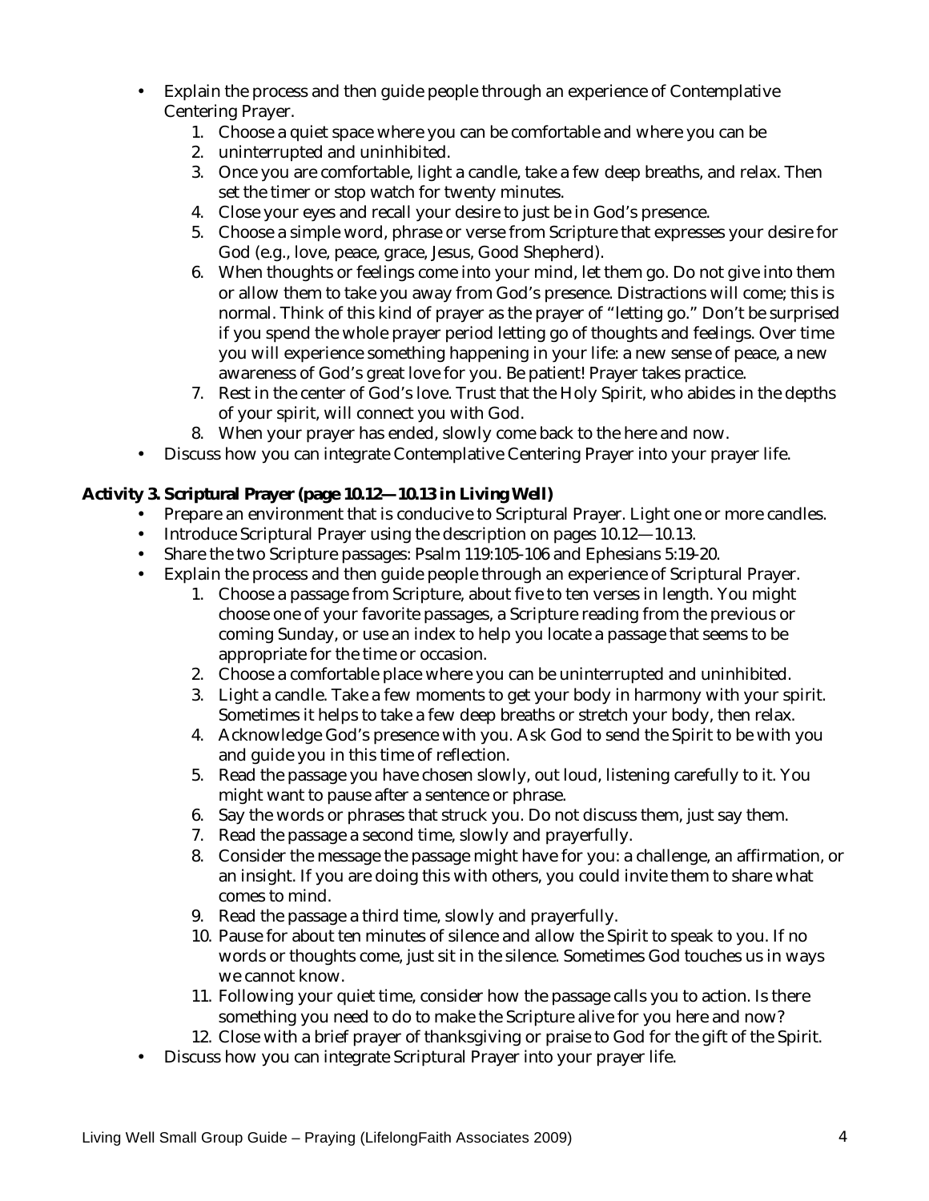- Explain the process and then guide people through an experience of Contemplative Centering Prayer.
    1. Choose a quiet space where you can be comfortable and where you can be
    2. uninterrupted and uninhibited.
    3. Once you are comfortable, light a candle, take a few deep breaths, and relax. Then set the timer or stop watch for twenty minutes.
    4. Close your eyes and recall your desire to just be in God's presence.
    5. Choose a simple word, phrase or verse from Scripture that expresses your desire for God (e.g., love, peace, grace, Jesus, Good Shepherd).
    6. When thoughts or feelings come into your mind, let them go. Do not give into them or allow them to take you away from God's presence. Distractions will come; this is normal. Think of this kind of prayer as the prayer of "letting go." Don't be surprised if you spend the whole prayer period letting go of thoughts and feelings. Over time you will experience something happening in your life: a new sense of peace, a new awareness of God's great love for you. Be patient! Prayer takes practice.
    7. Rest in the center of God's love. Trust that the Holy Spirit, who abides in the depths of your spirit, will connect you with God.
    8. When your prayer has ended, slowly come back to the here and now.
- Discuss how you can integrate Contemplative Centering Prayer into your prayer life.

**Activity 3. Scriptural Prayer (page 10.12—10.13 in *Living Well*)**

- Prepare an environment that is conducive to Scriptural Prayer. Light one or more candles.
- Introduce Scriptural Prayer using the description on pages 10.12—10.13.
- Share the two Scripture passages: Psalm 119:105-106 and Ephesians 5:19-20.
- Explain the process and then guide people through an experience of Scriptural Prayer.
    1. Choose a passage from Scripture, about five to ten verses in length. You might choose one of your favorite passages, a Scripture reading from the previous or coming Sunday, or use an index to help you locate a passage that seems to be appropriate for the time or occasion.
    2. Choose a comfortable place where you can be uninterrupted and uninhibited.
    3. Light a candle. Take a few moments to get your body in harmony with your spirit. Sometimes it helps to take a few deep breaths or stretch your body, then relax.
    4. Acknowledge God's presence with you. Ask God to send the Spirit to be with you and guide you in this time of reflection.
    5. Read the passage you have chosen slowly, out loud, listening carefully to it. You might want to pause after a sentence or phrase.
    6. Say the words or phrases that struck you. Do not discuss them, just say them.
    7. Read the passage a second time, slowly and prayerfully.
    8. Consider the message the passage might have for you: a challenge, an affirmation, or an insight. If you are doing this with others, you could invite them to share what comes to mind.
    9. Read the passage a third time, slowly and prayerfully.
    10. Pause for about ten minutes of silence and allow the Spirit to speak to you. If no words or thoughts come, just sit in the silence. Sometimes God touches us in ways we cannot know.
    11. Following your quiet time, consider how the passage calls you to action. Is there something you need to do to make the Scripture alive for you here and now?
    12. Close with a brief prayer of thanksgiving or praise to God for the gift of the Spirit.
- Discuss how you can integrate Scriptural Prayer into your prayer life.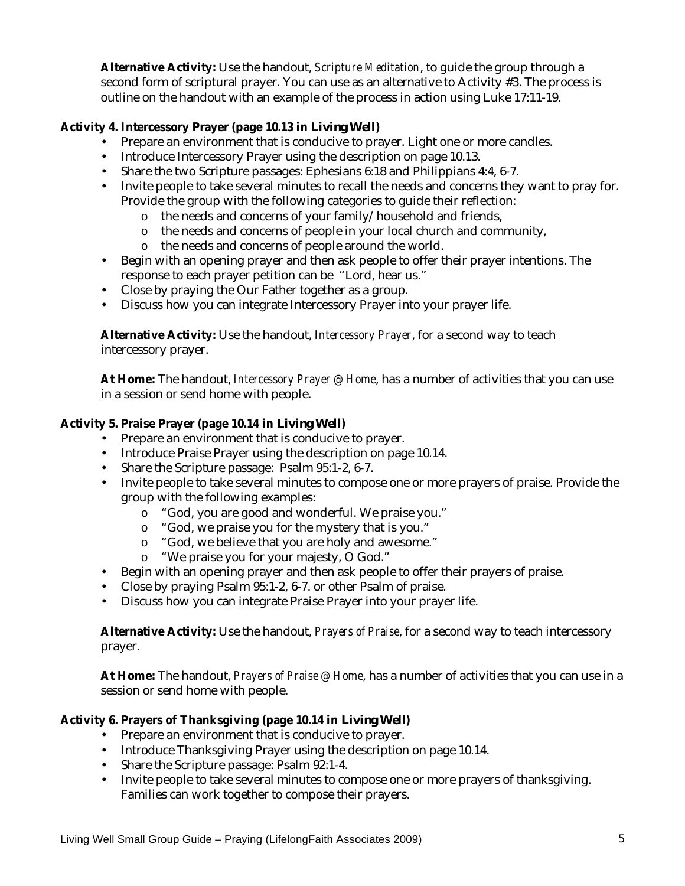**Alternative Activity:** Use the handout, *Scripture Meditation*, to guide the group through a second form of scriptural prayer. You can use as an alternative to Activity #3. The process is outline on the handout with an example of the process in action using Luke 17:11-19.

**Activity 4. Intercessory Prayer (page 10.13 in *Living Well*)**

- Prepare an environment that is conducive to prayer. Light one or more candles.
- Introduce Intercessory Prayer using the description on page 10.13.
- Share the two Scripture passages: Ephesians 6:18 and Philippians 4:4, 6-7.
- Invite people to take several minutes to recall the needs and concerns they want to pray for. Provide the group with the following categories to guide their reflection:
  - the needs and concerns of your family/ household and friends,
  - the needs and concerns of people in your local church and community,
  - the needs and concerns of people around the world.
- Begin with an opening prayer and then ask people to offer their prayer intentions. The response to each prayer petition can be "Lord, hear us."
- Close by praying the Our Father together as a group.
- Discuss how you can integrate Intercessory Prayer into your prayer life.

**Alternative Activity:** Use the handout, *Intercessory Prayer*, for a second way to teach intercessory prayer.

**At Home:** The handout, *Intercessory Prayer @ Home*, has a number of activities that you can use in a session or send home with people.

**Activity 5. Praise Prayer (page 10.14 in *Living Well*)**

- Prepare an environment that is conducive to prayer.
- Introduce Praise Prayer using the description on page 10.14.
- Share the Scripture passage: Psalm 95:1-2, 6-7.
- Invite people to take several minutes to compose one or more prayers of praise. Provide the group with the following examples:
  - "God, you are good and wonderful. We praise you."
  - "God, we praise you for the mystery that is you."
  - "God, we believe that you are holy and awesome."
  - "We praise you for your majesty, O God."
- Begin with an opening prayer and then ask people to offer their prayers of praise.
- Close by praying Psalm 95:1-2, 6-7. or other Psalm of praise.
- Discuss how you can integrate Praise Prayer into your prayer life.

**Alternative Activity:** Use the handout, *Prayers of Praise*, for a second way to teach intercessory prayer.

**At Home:** The handout, *Prayers of Praise @ Home*, has a number of activities that you can use in a session or send home with people.

**Activity 6. Prayers of Thanksgiving (page 10.14 in *Living Well*)**

- Prepare an environment that is conducive to prayer.
- Introduce Thanksgiving Prayer using the description on page 10.14.
- Share the Scripture passage: Psalm 92:1-4.
- Invite people to take several minutes to compose one or more prayers of thanksgiving. Families can work together to compose their prayers.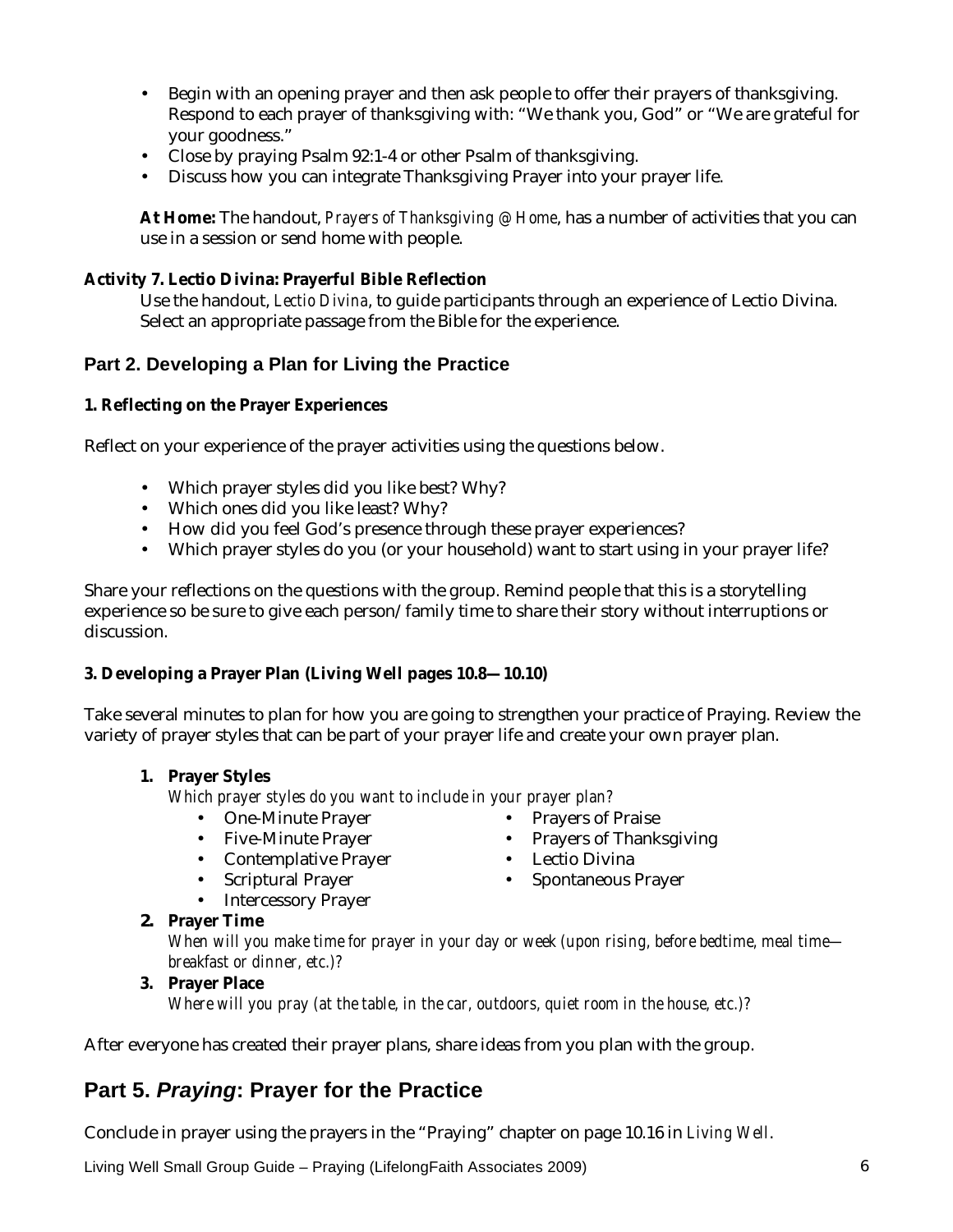- Begin with an opening prayer and then ask people to offer their prayers of thanksgiving. Respond to each prayer of thanksgiving with: "We thank you, God" or "We are grateful for your goodness."
- Close by praying Psalm 92:1-4 or other Psalm of thanksgiving.
- Discuss how you can integrate Thanksgiving Prayer into your prayer life.

**At Home:** The handout, *Prayers of Thanksgiving @ Home*, has a number of activities that you can use in a session or send home with people.

**Activity 7. Lectio Divina: Prayerful Bible Reflection**

Use the handout, *Lectio Divina*, to guide participants through an experience of Lectio Divina. Select an appropriate passage from the Bible for the experience.

## Part 2. Developing a Plan for Living the Practice

**1. Reflecting on the Prayer Experiences**

Reflect on your experience of the prayer activities using the questions below.

- Which prayer styles did you like best? Why?
- Which ones did you like least? Why?
- How did you feel God's presence through these prayer experiences?
- Which prayer styles do you (or your household) want to start using in your prayer life?

Share your reflections on the questions with the group. Remind people that this is a storytelling experience so be sure to give each person/family time to share their story without interruptions or discussion.

**3. Developing a Prayer Plan (Living Well pages 10.8—10.10)**

Take several minutes to plan for how you are going to strengthen your practice of Praying. Review the variety of prayer styles that can be part of your prayer life and create your own prayer plan.

1. **Prayer Styles**
   *Which prayer styles do you want to include in your prayer plan?*
   - One-Minute Prayer
   - Five-Minute Prayer
   - Contemplative Prayer
   - Scriptural Prayer
   - Intercessory Prayer
   - Prayers of Praise
   - Prayers of Thanksgiving
   - Lectio Divina
   - Spontaneous Prayer
2. **Prayer Time**
   *When will you make time for prayer in your day or week (upon rising, before bedtime, meal time—breakfast or dinner, etc.)?*
3. **Prayer Place**
   *Where will you pray (at the table, in the car, outdoors, quiet room in the house, etc.)?*

After everyone has created their prayer plans, share ideas from you plan with the group.

## Part 5. *Praying*: Prayer for the Practice

Conclude in prayer using the prayers in the "Praying" chapter on page 10.16 in *Living Well*.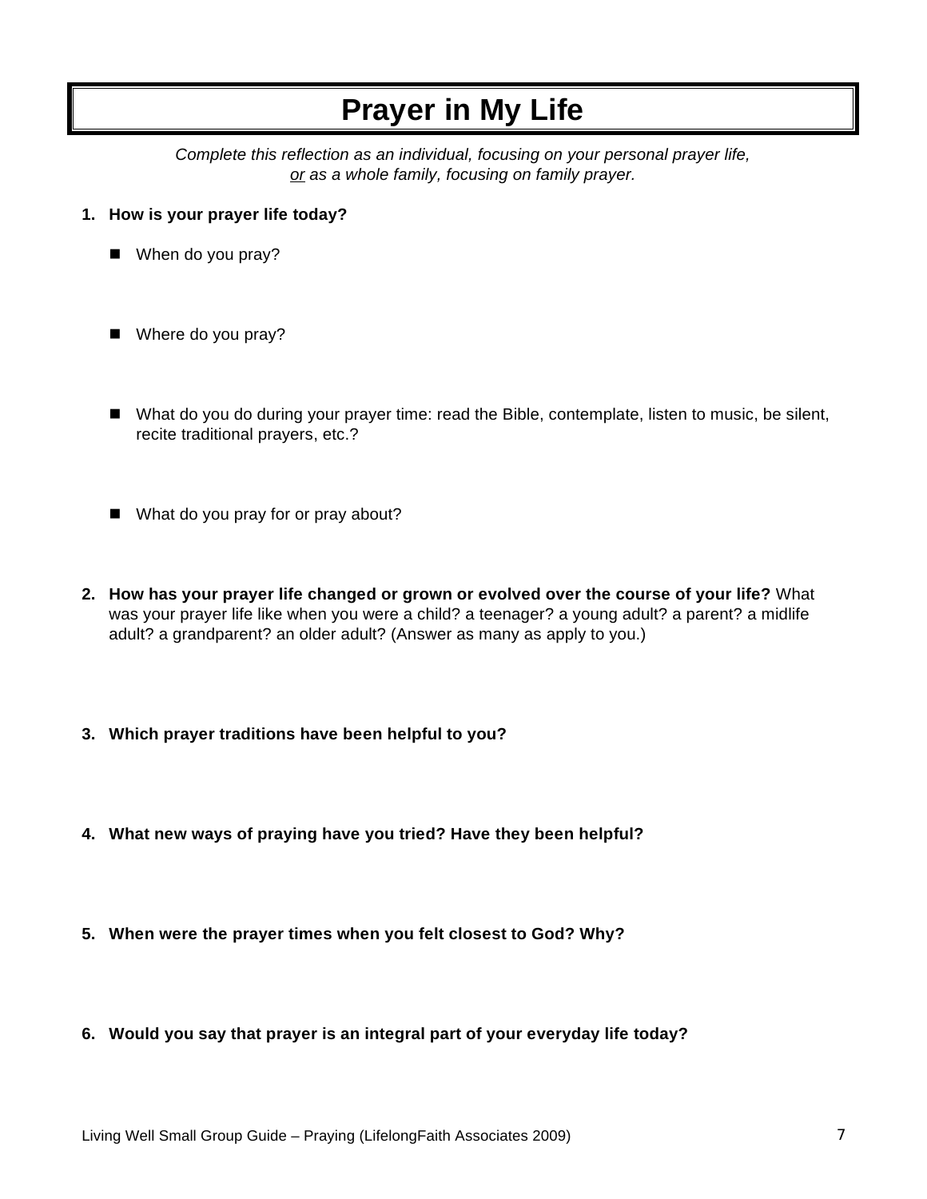# Prayer in My Life

*Complete this reflection as an individual, focusing on your personal prayer life,*
*<u>or</u> as a whole family, focusing on family prayer.*

1. **How is your prayer life today?**

   - When do you pray?

   - Where do you pray?

   - What do you do during your prayer time: read the Bible, contemplate, listen to music, be silent, recite traditional prayers, etc.?

   - What do you pray for or pray about?

2. **How has your prayer life changed or grown or evolved over the course of your life?** What was your prayer life like when you were a child? a teenager? a young adult? a parent? a midlife adult? a grandparent? an older adult? (Answer as many as apply to you.)

3. **Which prayer traditions have been helpful to you?**

4. **What new ways of praying have you tried? Have they been helpful?**

5. **When were the prayer times when you felt closest to God? Why?**

6. **Would you say that prayer is an integral part of your everyday life today?**

Living Well Small Group Guide – Praying (LifelongFaith Associates 2009)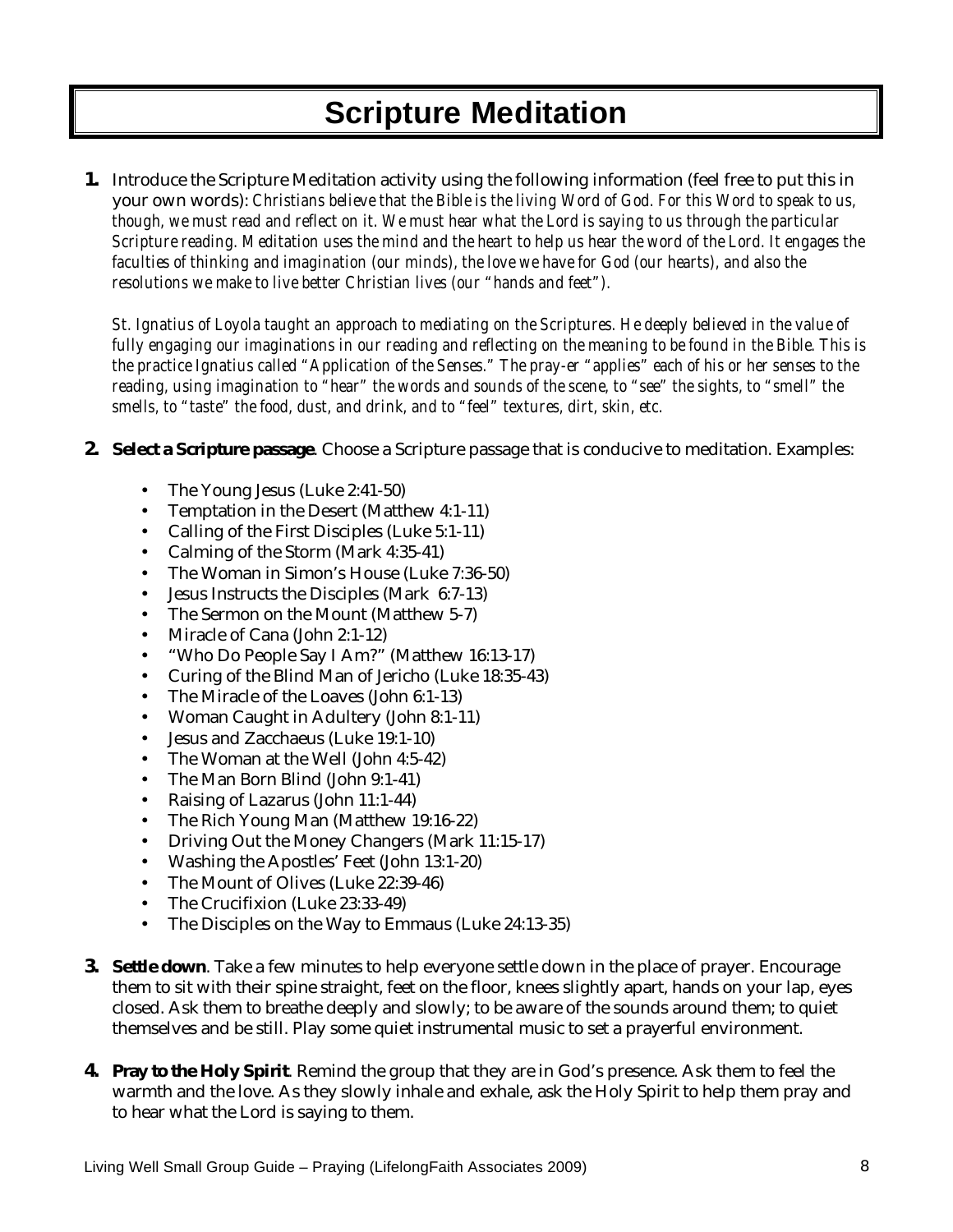# Scripture Meditation

**1.** Introduce the Scripture Meditation activity using the following information (feel free to put this in your own words): *Christians believe that the Bible is the living Word of God. For this Word to speak to us, though, we must read and reflect on it. We must hear what the Lord is saying to us through the particular Scripture reading. Meditation uses the mind and the heart to help us hear the word of the Lord. It engages the faculties of thinking and imagination (our minds), the love we have for God (our hearts), and also the resolutions we make to live better Christian lives (our "hands and feet").*

*St. Ignatius of Loyola taught an approach to mediating on the Scriptures. He deeply believed in the value of fully engaging our imaginations in our reading and reflecting on the meaning to be found in the Bible. This is the practice Ignatius called "Application of the Senses." The pray-er "applies" each of his or her senses to the reading, using imagination to "hear" the words and sounds of the scene, to "see" the sights, to "smell" the smells, to "taste" the food, dust, and drink, and to "feel" textures, dirt, skin, etc.*

**2. Select a Scripture passage**. Choose a Scripture passage that is conducive to meditation. Examples:

- The Young Jesus (Luke 2:41-50)
- Temptation in the Desert (Matthew 4:1-11)
- Calling of the First Disciples (Luke 5:1-11)
- Calming of the Storm (Mark 4:35-41)
- The Woman in Simon's House (Luke 7:36-50)
- Jesus Instructs the Disciples (Mark 6:7-13)
- The Sermon on the Mount (Matthew 5-7)
- Miracle of Cana (John 2:1-12)
- "Who Do People Say I Am?" (Matthew 16:13-17)
- Curing of the Blind Man of Jericho (Luke 18:35-43)
- The Miracle of the Loaves (John 6:1-13)
- Woman Caught in Adultery (John 8:1-11)
- Jesus and Zacchaeus (Luke 19:1-10)
- The Woman at the Well (John 4:5-42)
- The Man Born Blind (John 9:1-41)
- Raising of Lazarus (John 11:1-44)
- The Rich Young Man (Matthew 19:16-22)
- Driving Out the Money Changers (Mark 11:15-17)
- Washing the Apostles' Feet (John 13:1-20)
- The Mount of Olives (Luke 22:39-46)
- The Crucifixion (Luke 23:33-49)
- The Disciples on the Way to Emmaus (Luke 24:13-35)

**3. Settle down**. Take a few minutes to help everyone settle down in the place of prayer. Encourage them to sit with their spine straight, feet on the floor, knees slightly apart, hands on your lap, eyes closed. Ask them to breathe deeply and slowly; to be aware of the sounds around them; to quiet themselves and be still. Play some quiet instrumental music to set a prayerful environment.

**4. Pray to the Holy Spirit**. Remind the group that they are in God's presence. Ask them to feel the warmth and the love. As they slowly inhale and exhale, ask the Holy Spirit to help them pray and to hear what the Lord is saying to them.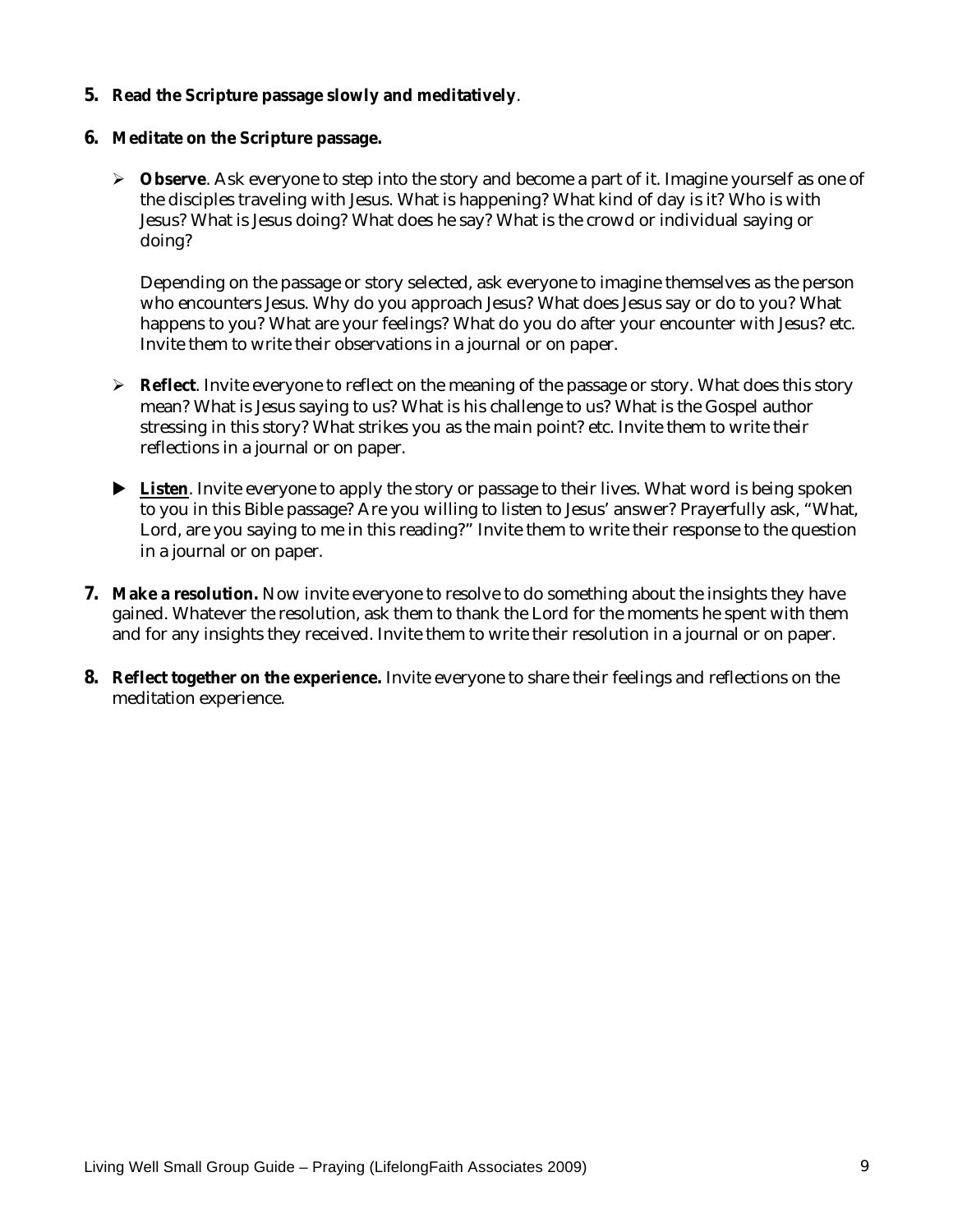5. **Read the Scripture passage slowly and meditatively**.

6. **Meditate on the Scripture passage.**

   - **Observe**. Ask everyone to step into the story and become a part of it. Imagine yourself as one of the disciples traveling with Jesus. What is happening? What kind of day is it? Who is with Jesus? What is Jesus doing? What does he say? What is the crowd or individual saying or doing?

     Depending on the passage or story selected, ask everyone to imagine themselves as the person who encounters Jesus. Why do you approach Jesus? What does Jesus say or do to you? What happens to you? What are your feelings? What do you do after your encounter with Jesus? etc. Invite them to write their observations in a journal or on paper.

   - **Reflect**. Invite everyone to reflect on the meaning of the passage or story. What does this story mean? What is Jesus saying to us? What is his challenge to us? What is the Gospel author stressing in this story? What strikes you as the main point? etc. Invite them to write their reflections in a journal or on paper.

   - **Listen**. Invite everyone to apply the story or passage to their lives. What word is being spoken to you in this Bible passage? Are you willing to listen to Jesus' answer? Prayerfully ask, "What, Lord, are you saying to me in this reading?" Invite them to write their response to the question in a journal or on paper.

7. **Make a resolution.** Now invite everyone to resolve to do something about the insights they have gained. Whatever the resolution, ask them to thank the Lord for the moments he spent with them and for any insights they received. Invite them to write their resolution in a journal or on paper.

8. **Reflect together on the experience.** Invite everyone to share their feelings and reflections on the meditation experience.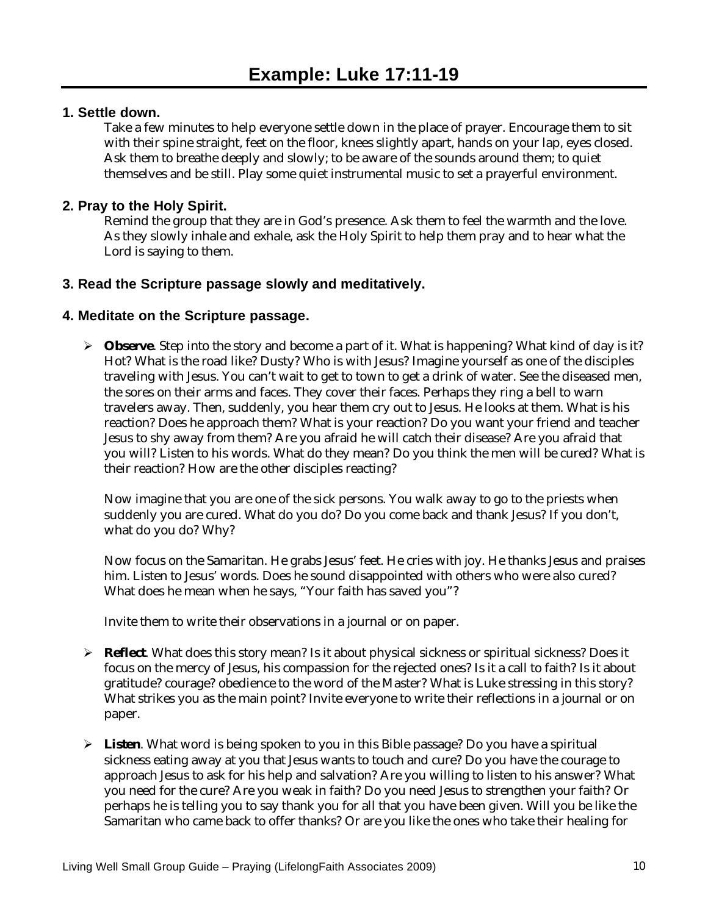# Example: Luke 17:11-19

## 1. Settle down.

Take a few minutes to help everyone settle down in the place of prayer. Encourage them to sit with their spine straight, feet on the floor, knees slightly apart, hands on your lap, eyes closed. Ask them to breathe deeply and slowly; to be aware of the sounds around them; to quiet themselves and be still. Play some quiet instrumental music to set a prayerful environment.

## 2. Pray to the Holy Spirit.

Remind the group that they are in God's presence. Ask them to feel the warmth and the love. As they slowly inhale and exhale, ask the Holy Spirit to help them pray and to hear what the Lord is saying to them.

## 3. Read the Scripture passage slowly and meditatively.

## 4. Meditate on the Scripture passage.

- **Observe**. Step into the story and become a part of it. What is happening? What kind of day is it? Hot? What is the road like? Dusty? Who is with Jesus? Imagine yourself as one of the disciples traveling with Jesus. You can't wait to get to town to get a drink of water. See the diseased men, the sores on their arms and faces. They cover their faces. Perhaps they ring a bell to warn travelers away. Then, suddenly, you hear them cry out to Jesus. He looks at them. What is his reaction? Does he approach them? What is your reaction? Do you want your friend and teacher Jesus to shy away from them? Are you afraid he will catch their disease? Are you afraid that you will? Listen to his words. What do they mean? Do you think the men will be cured? What is their reaction? How are the other disciples reacting?

  Now imagine that you are one of the sick persons. You walk away to go to the priests when suddenly you are cured. What do you do? Do you come back and thank Jesus? If you don't, what do you do? Why?

  Now focus on the Samaritan. He grabs Jesus' feet. He cries with joy. He thanks Jesus and praises him. Listen to Jesus' words. Does he sound disappointed with others who were also cured? What does he mean when he says, "Your faith has saved you"?

  Invite them to write their observations in a journal or on paper.

- **Reflect**. What does this story mean? Is it about physical sickness or spiritual sickness? Does it focus on the mercy of Jesus, his compassion for the rejected ones? Is it a call to faith? Is it about gratitude? courage? obedience to the word of the Master? What is Luke stressing in this story? What strikes you as the main point? Invite everyone to write their reflections in a journal or on paper.

- **Listen**. What word is being spoken to you in this Bible passage? Do you have a spiritual sickness eating away at you that Jesus wants to touch and cure? Do you have the courage to approach Jesus to ask for his help and salvation? Are you willing to listen to his answer? What you need for the cure? Are you weak in faith? Do you need Jesus to strengthen your faith? Or perhaps he is telling you to say thank you for all that you have been given. Will you be like the Samaritan who came back to offer thanks? Or are you like the ones who take their healing for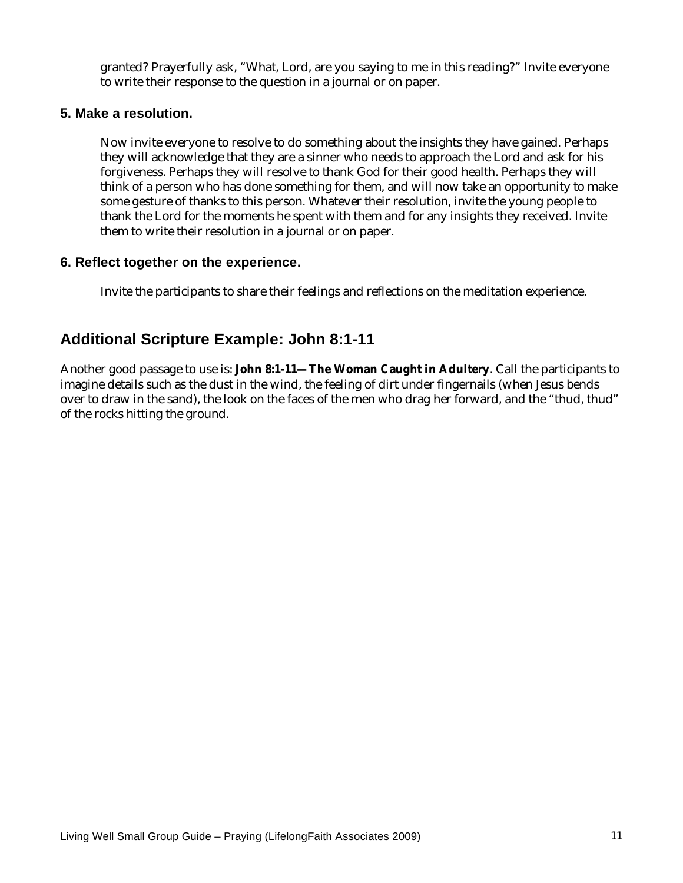granted? Prayerfully ask, "What, Lord, are you saying to me in this reading?" Invite everyone to write their response to the question in a journal or on paper.

### 5. Make a resolution.

Now invite everyone to resolve to do something about the insights they have gained. Perhaps they will acknowledge that they are a sinner who needs to approach the Lord and ask for his forgiveness. Perhaps they will resolve to thank God for their good health. Perhaps they will think of a person who has done something for them, and will now take an opportunity to make some gesture of thanks to this person. Whatever their resolution, invite the young people to thank the Lord for the moments he spent with them and for any insights they received. Invite them to write their resolution in a journal or on paper.

### 6. Reflect together on the experience.

Invite the participants to share their feelings and reflections on the meditation experience.

## Additional Scripture Example: John 8:1-11

Another good passage to use is: **John 8:1-11—The Woman Caught in Adultery**. Call the participants to imagine details such as the dust in the wind, the feeling of dirt under fingernails (when Jesus bends over to draw in the sand), the look on the faces of the men who drag her forward, and the "thud, thud" of the rocks hitting the ground.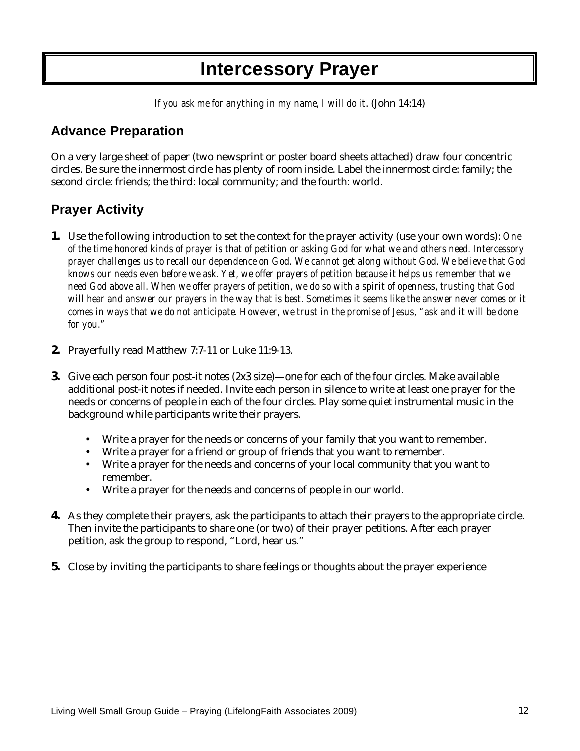# Intercessory Prayer

*If you ask me for anything in my name, I will do it*. (John 14:14)

## Advance Preparation

On a very large sheet of paper (two newsprint or poster board sheets attached) draw four concentric circles. Be sure the innermost circle has plenty of room inside. Label the innermost circle: family; the second circle: friends; the third: local community; and the fourth: world.

## Prayer Activity

**1.** Use the following introduction to set the context for the prayer activity (use your own words): *One of the time honored kinds of prayer is that of petition or asking God for what we and others need. Intercessory prayer challenges us to recall our dependence on God. We cannot get along without God. We believe that God knows our needs even before we ask. Yet, we offer prayers of petition because it helps us remember that we need God above all. When we offer prayers of petition, we do so with a spirit of openness, trusting that God will hear and answer our prayers in the way that is best. Sometimes it seems like the answer never comes or it comes in ways that we do not anticipate. However, we trust in the promise of Jesus, "ask and it will be done for you."*

**2.** Prayerfully read Matthew 7:7-11 or Luke 11:9-13.

**3.** Give each person four post-it notes (2x3 size)—one for each of the four circles. Make available additional post-it notes if needed. Invite each person in silence to write at least one prayer for the needs or concerns of people in each of the four circles. Play some quiet instrumental music in the background while participants write their prayers.

- Write a prayer for the needs or concerns of your family that you want to remember.
- Write a prayer for a friend or group of friends that you want to remember.
- Write a prayer for the needs and concerns of your local community that you want to remember.
- Write a prayer for the needs and concerns of people in our world.

**4.** As they complete their prayers, ask the participants to attach their prayers to the appropriate circle. Then invite the participants to share one (or two) of their prayer petitions. After each prayer petition, ask the group to respond, "Lord, hear us."

**5.** Close by inviting the participants to share feelings or thoughts about the prayer experience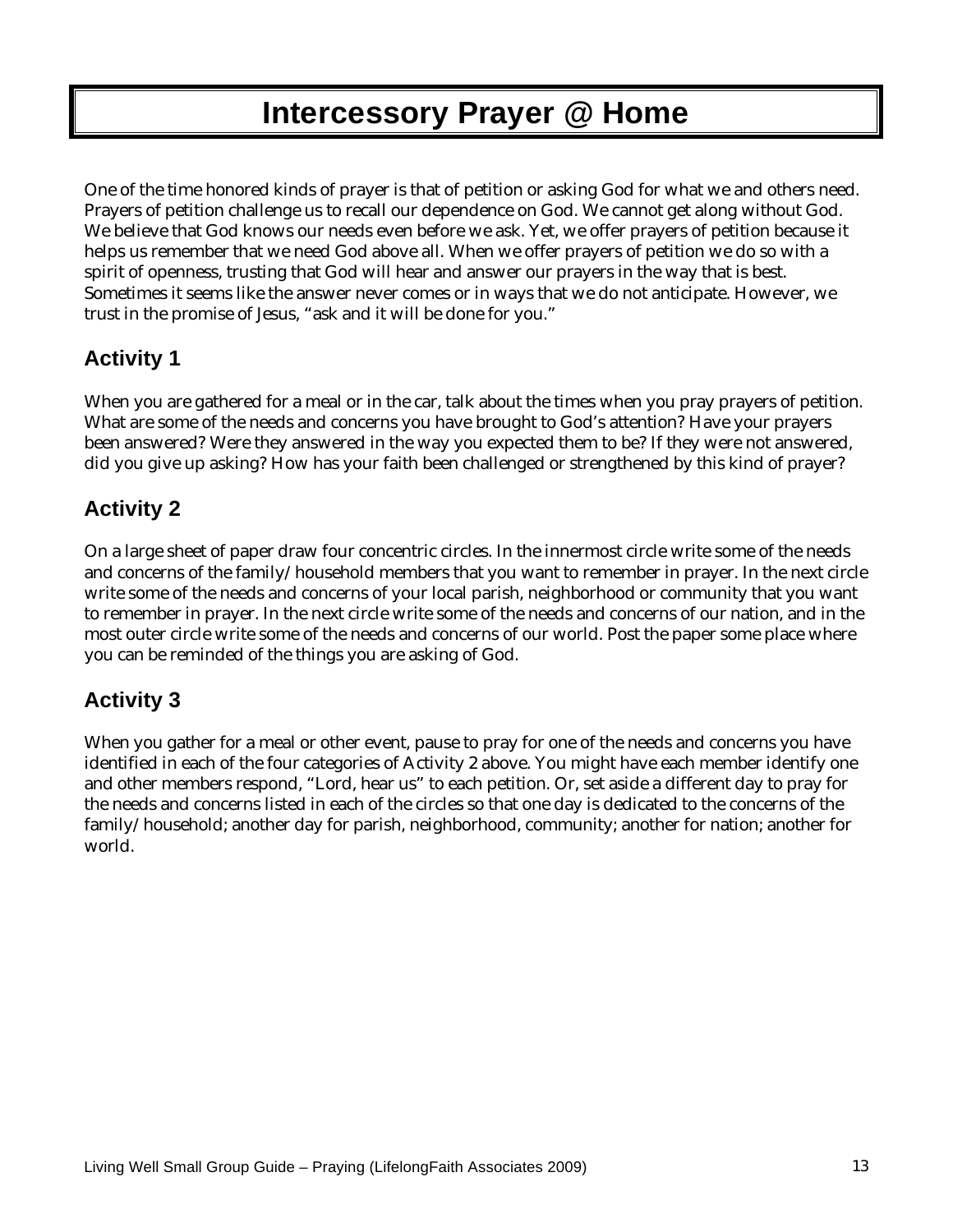# Intercessory Prayer @ Home

One of the time honored kinds of prayer is that of petition or asking God for what we and others need. Prayers of petition challenge us to recall our dependence on God. We cannot get along without God. We believe that God knows our needs even before we ask. Yet, we offer prayers of petition because it helps us remember that we need God above all. When we offer prayers of petition we do so with a spirit of openness, trusting that God will hear and answer our prayers in the way that is best. Sometimes it seems like the answer never comes or in ways that we do not anticipate. However, we trust in the promise of Jesus, "ask and it will be done for you."

## Activity 1

When you are gathered for a meal or in the car, talk about the times when you pray prayers of petition. What are some of the needs and concerns you have brought to God's attention? Have your prayers been answered? Were they answered in the way you expected them to be? If they were not answered, did you give up asking? How has your faith been challenged or strengthened by this kind of prayer?

## Activity 2

On a large sheet of paper draw four concentric circles. In the innermost circle write some of the needs and concerns of the family/household members that you want to remember in prayer. In the next circle write some of the needs and concerns of your local parish, neighborhood or community that you want to remember in prayer. In the next circle write some of the needs and concerns of our nation, and in the most outer circle write some of the needs and concerns of our world. Post the paper some place where you can be reminded of the things you are asking of God.

## Activity 3

When you gather for a meal or other event, pause to pray for one of the needs and concerns you have identified in each of the four categories of Activity 2 above. You might have each member identify one and other members respond, "Lord, hear us" to each petition. Or, set aside a different day to pray for the needs and concerns listed in each of the circles so that one day is dedicated to the concerns of the family/household; another day for parish, neighborhood, community; another for nation; another for world.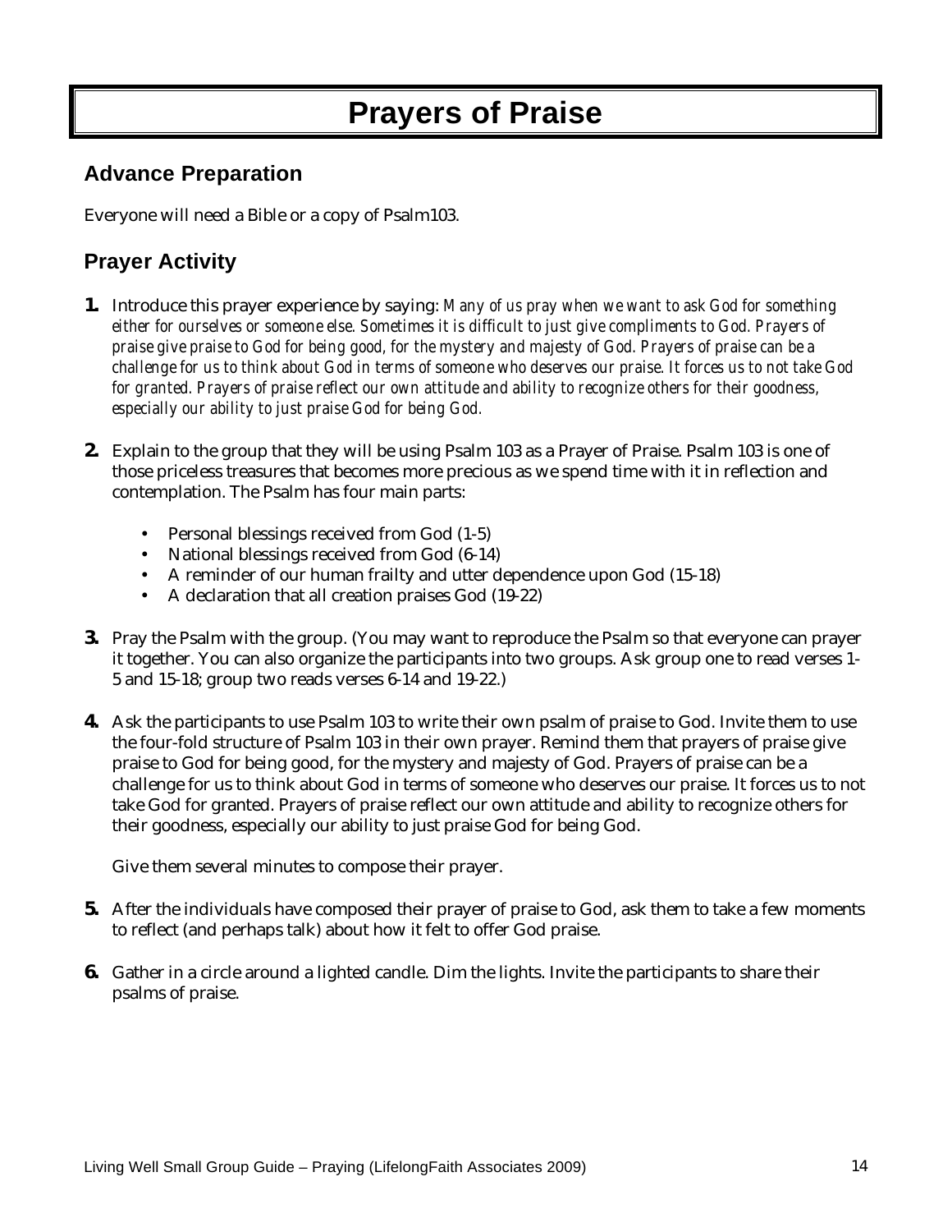# Prayers of Praise

## Advance Preparation

Everyone will need a Bible or a copy of Psalm103.

## Prayer Activity

**1.** Introduce this prayer experience by saying: *Many of us pray when we want to ask God for something either for ourselves or someone else. Sometimes it is difficult to just give compliments to God. Prayers of praise give praise to God for being good, for the mystery and majesty of God. Prayers of praise can be a challenge for us to think about God in terms of someone who deserves our praise. It forces us to not take God for granted. Prayers of praise reflect our own attitude and ability to recognize others for their goodness, especially our ability to just praise God for being God.*

**2.** Explain to the group that they will be using Psalm 103 as a Prayer of Praise. Psalm 103 is one of those priceless treasures that becomes more precious as we spend time with it in reflection and contemplation. The Psalm has four main parts:

- Personal blessings received from God (1-5)
- National blessings received from God (6-14)
- A reminder of our human frailty and utter dependence upon God (15-18)
- A declaration that all creation praises God (19-22)

**3.** Pray the Psalm with the group. (You may want to reproduce the Psalm so that everyone can prayer it together. You can also organize the participants into two groups. Ask group one to read verses 1-5 and 15-18; group two reads verses 6-14 and 19-22.)

**4.** Ask the participants to use Psalm 103 to write their own psalm of praise to God. Invite them to use the four-fold structure of Psalm 103 in their own prayer. Remind them that prayers of praise give praise to God for being good, for the mystery and majesty of God. Prayers of praise can be a challenge for us to think about God in terms of someone who deserves our praise. It forces us to not take God for granted. Prayers of praise reflect our own attitude and ability to recognize others for their goodness, especially our ability to just praise God for being God.

Give them several minutes to compose their prayer.

**5.** After the individuals have composed their prayer of praise to God, ask them to take a few moments to reflect (and perhaps talk) about how it felt to offer God praise.

**6.** Gather in a circle around a lighted candle. Dim the lights. Invite the participants to share their psalms of praise.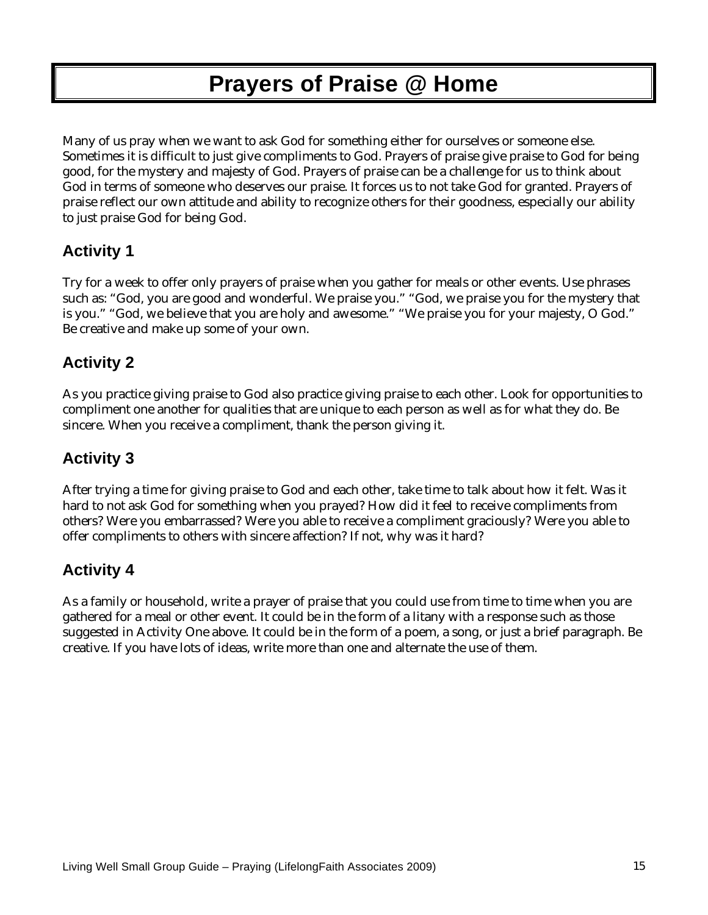# Prayers of Praise @ Home

Many of us pray when we want to ask God for something either for ourselves or someone else. Sometimes it is difficult to just give compliments to God. Prayers of praise give praise to God for being good, for the mystery and majesty of God. Prayers of praise can be a challenge for us to think about God in terms of someone who deserves our praise. It forces us to not take God for granted. Prayers of praise reflect our own attitude and ability to recognize others for their goodness, especially our ability to just praise God for being God.

## Activity 1

Try for a week to offer only prayers of praise when you gather for meals or other events. Use phrases such as: "God, you are good and wonderful. We praise you." "God, we praise you for the mystery that is you." "God, we believe that you are holy and awesome." "We praise you for your majesty, O God." Be creative and make up some of your own.

## Activity 2

As you practice giving praise to God also practice giving praise to each other. Look for opportunities to compliment one another for qualities that are unique to each person as well as for what they do. Be sincere. When you receive a compliment, thank the person giving it.

## Activity 3

After trying a time for giving praise to God and each other, take time to talk about how it felt. Was it hard to not ask God for something when you prayed? How did it feel to receive compliments from others? Were you embarrassed? Were you able to receive a compliment graciously? Were you able to offer compliments to others with sincere affection? If not, why was it hard?

## Activity 4

As a family or household, write a prayer of praise that you could use from time to time when you are gathered for a meal or other event. It could be in the form of a litany with a response such as those suggested in Activity One above. It could be in the form of a poem, a song, or just a brief paragraph. Be creative. If you have lots of ideas, write more than one and alternate the use of them.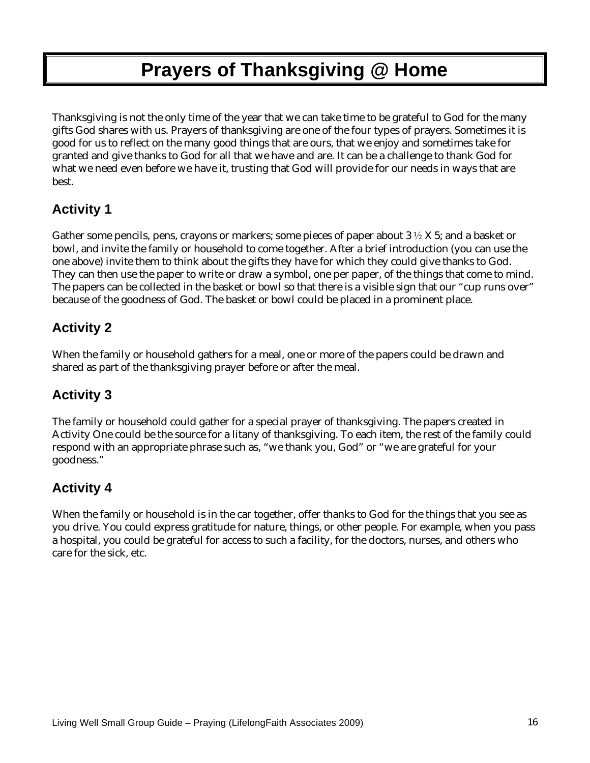# Prayers of Thanksgiving @ Home

Thanksgiving is not the only time of the year that we can take time to be grateful to God for the many gifts God shares with us. Prayers of thanksgiving are one of the four types of prayers. Sometimes it is good for us to reflect on the many good things that are ours, that we enjoy and sometimes take for granted and give thanks to God for all that we have and are. It can be a challenge to thank God for what we need even before we have it, trusting that God will provide for our needs in ways that are best.

## Activity 1

Gather some pencils, pens, crayons or markers; some pieces of paper about 3 ½ X 5; and a basket or bowl, and invite the family or household to come together. After a brief introduction (you can use the one above) invite them to think about the gifts they have for which they could give thanks to God. They can then use the paper to write or draw a symbol, one per paper, of the things that come to mind. The papers can be collected in the basket or bowl so that there is a visible sign that our "cup runs over" because of the goodness of God. The basket or bowl could be placed in a prominent place.

## Activity 2

When the family or household gathers for a meal, one or more of the papers could be drawn and shared as part of the thanksgiving prayer before or after the meal.

## Activity 3

The family or household could gather for a special prayer of thanksgiving. The papers created in Activity One could be the source for a litany of thanksgiving. To each item, the rest of the family could respond with an appropriate phrase such as, "we thank you, God" or "we are grateful for your goodness."

## Activity 4

When the family or household is in the car together, offer thanks to God for the things that you see as you drive. You could express gratitude for nature, things, or other people. For example, when you pass a hospital, you could be grateful for access to such a facility, for the doctors, nurses, and others who care for the sick, etc.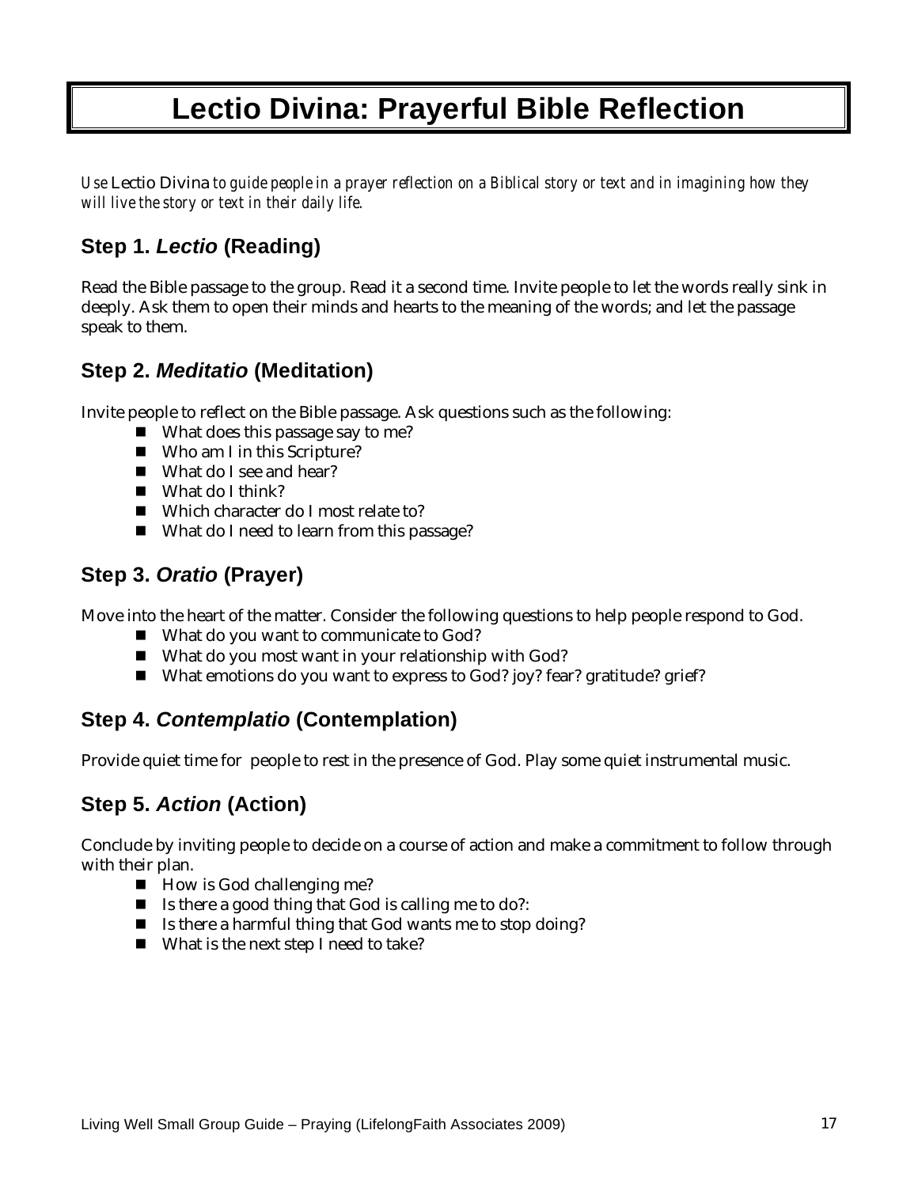# Lectio Divina: Prayerful Bible Reflection

*Use Lectio Divina to guide people in a prayer reflection on a Biblical story or text and in imagining how they will live the story or text in their daily life.*

## Step 1. *Lectio* (Reading)

Read the Bible passage to the group. Read it a second time. Invite people to let the words really sink in deeply. Ask them to open their minds and hearts to the meaning of the words; and let the passage speak to them.

## Step 2. *Meditatio* (Meditation)

Invite people to reflect on the Bible passage. Ask questions such as the following:

- What does this passage say to me?
- Who am I in this Scripture?
- What do I see and hear?
- What do I think?
- Which character do I most relate to?
- What do I need to learn from this passage?

## Step 3. *Oratio* (Prayer)

Move into the heart of the matter. Consider the following questions to help people respond to God.

- What do you want to communicate to God?
- What do you most want in your relationship with God?
- What emotions do you want to express to God? joy? fear? gratitude? grief?

## Step 4. *Contemplatio* (Contemplation)

Provide quiet time for people to rest in the presence of God. Play some quiet instrumental music.

## Step 5. *Action* (Action)

Conclude by inviting people to decide on a course of action and make a commitment to follow through with their plan.

- How is God challenging me?
- Is there a good thing that God is calling me to do?:
- Is there a harmful thing that God wants me to stop doing?
- What is the next step I need to take?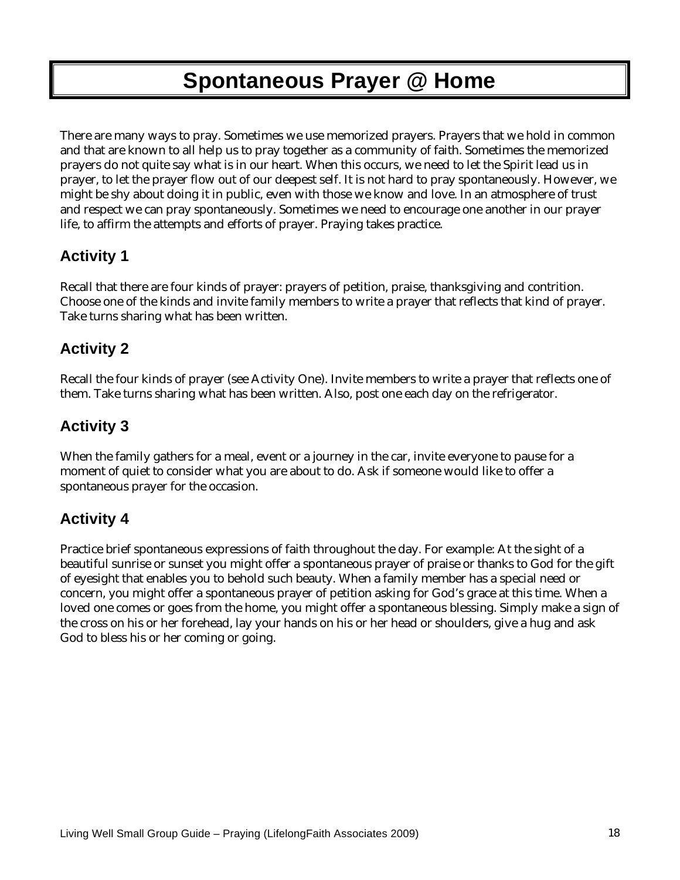# Spontaneous Prayer @ Home

There are many ways to pray. Sometimes we use memorized prayers. Prayers that we hold in common and that are known to all help us to pray together as a community of faith. Sometimes the memorized prayers do not quite say what is in our heart. When this occurs, we need to let the Spirit lead us in prayer, to let the prayer flow out of our deepest self. It is not hard to pray spontaneously. However, we might be shy about doing it in public, even with those we know and love. In an atmosphere of trust and respect we can pray spontaneously. Sometimes we need to encourage one another in our prayer life, to affirm the attempts and efforts of prayer. Praying takes practice.

## Activity 1

Recall that there are four kinds of prayer: prayers of petition, praise, thanksgiving and contrition. Choose one of the kinds and invite family members to write a prayer that reflects that kind of prayer. Take turns sharing what has been written.

## Activity 2

Recall the four kinds of prayer (see Activity One). Invite members to write a prayer that reflects one of them. Take turns sharing what has been written. Also, post one each day on the refrigerator.

## Activity 3

When the family gathers for a meal, event or a journey in the car, invite everyone to pause for a moment of quiet to consider what you are about to do. Ask if someone would like to offer a spontaneous prayer for the occasion.

## Activity 4

Practice brief spontaneous expressions of faith throughout the day. For example: At the sight of a beautiful sunrise or sunset you might offer a spontaneous prayer of praise or thanks to God for the gift of eyesight that enables you to behold such beauty. When a family member has a special need or concern, you might offer a spontaneous prayer of petition asking for God's grace at this time. When a loved one comes or goes from the home, you might offer a spontaneous blessing. Simply make a sign of the cross on his or her forehead, lay your hands on his or her head or shoulders, give a hug and ask God to bless his or her coming or going.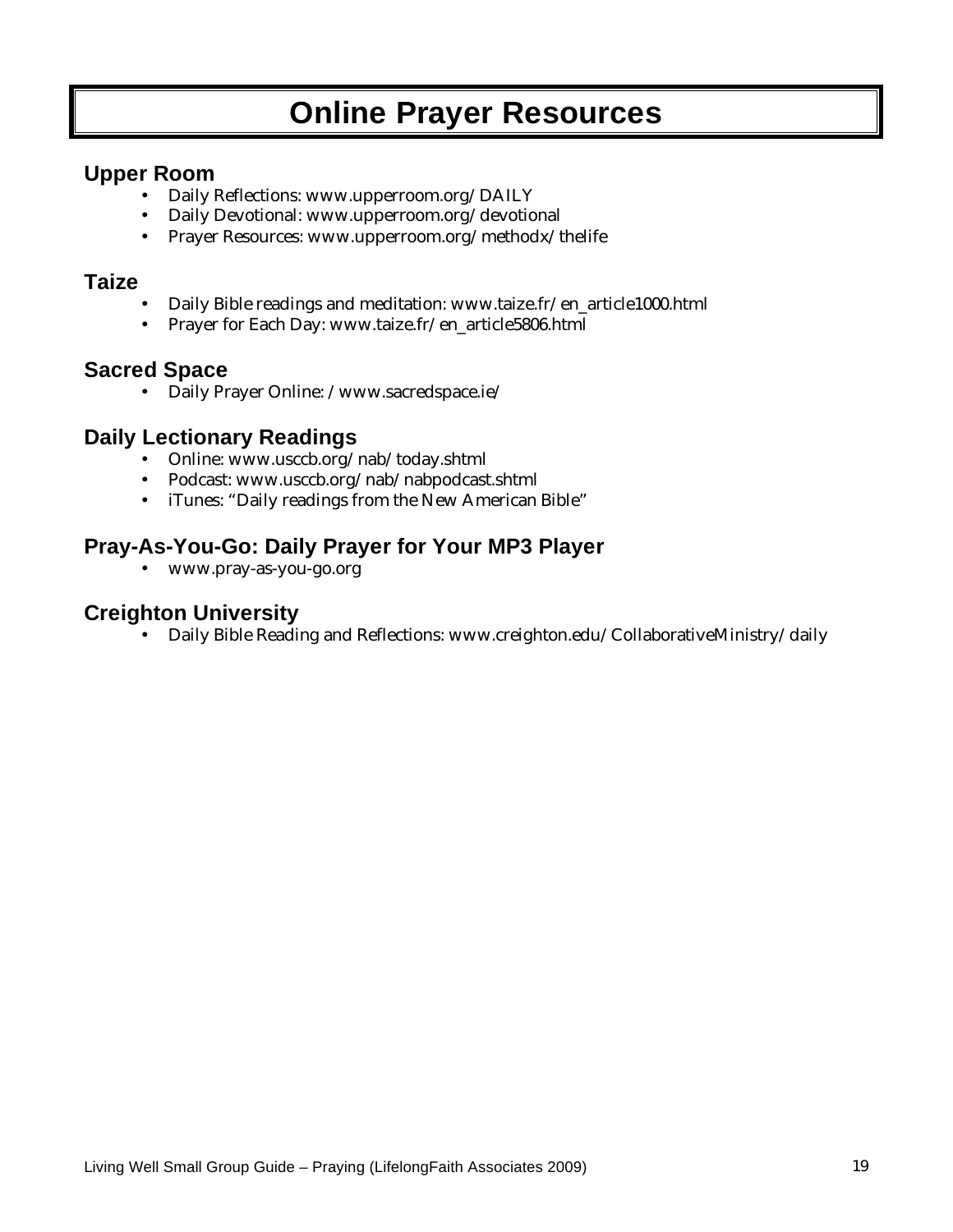# Online Prayer Resources

## Upper Room

- Daily Reflections: www.upperroom.org/DAILY
- Daily Devotional: www.upperroom.org/devotional
- Prayer Resources: www.upperroom.org/methodx/thelife

## Taize

- Daily Bible readings and meditation: www.taize.fr/en_article1000.html
- Prayer for Each Day: www.taize.fr/en_article5806.html

## Sacred Space

- Daily Prayer Online: /www.sacredspace.ie/

## Daily Lectionary Readings

- Online: www.usccb.org/nab/today.shtml
- Podcast: www.usccb.org/nab/nabpodcast.shtml
- iTunes: "Daily readings from the New American Bible"

## Pray-As-You-Go: Daily Prayer for Your MP3 Player

- www.pray-as-you-go.org

## Creighton University

- Daily Bible Reading and Reflections: www.creighton.edu/CollaborativeMinistry/daily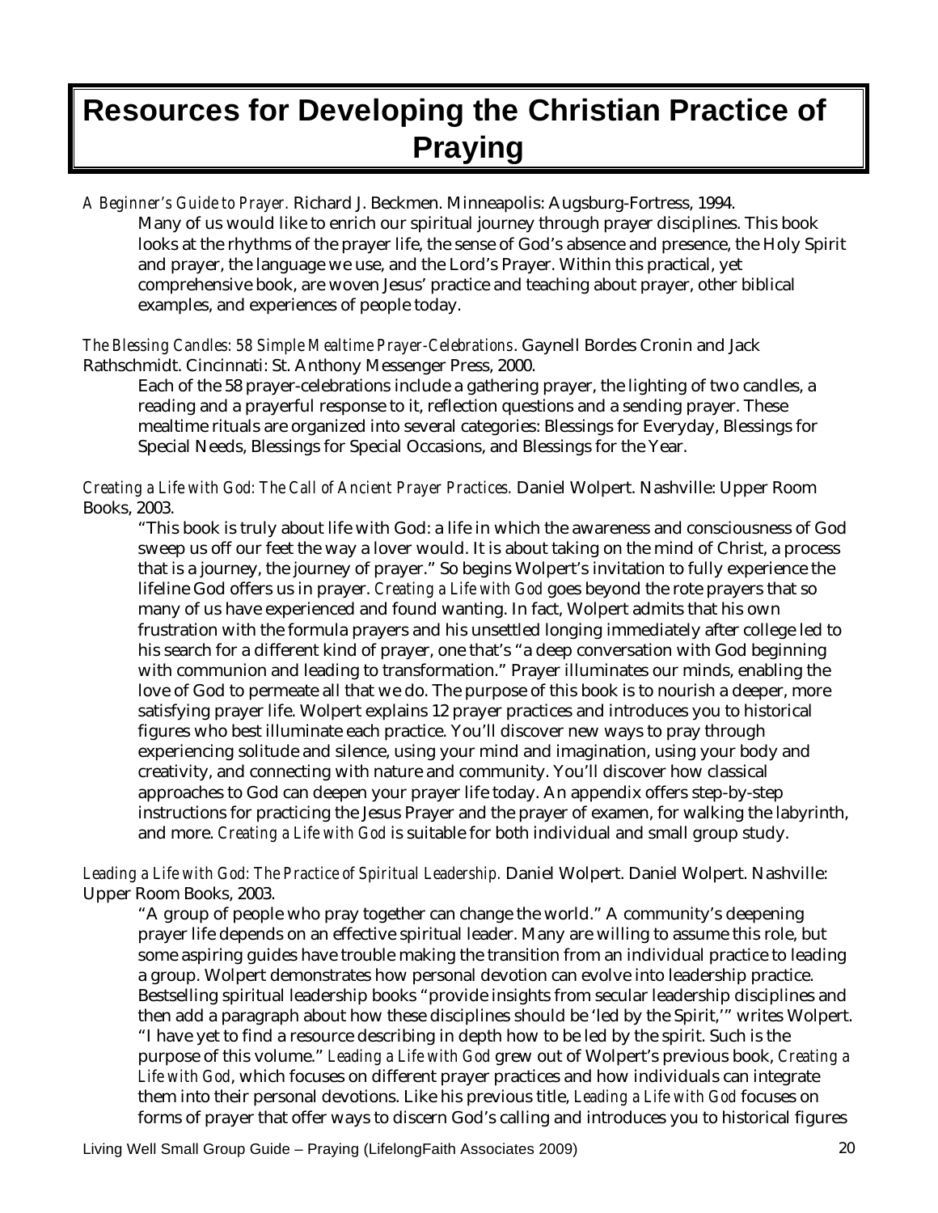# Resources for Developing the Christian Practice of Praying

*A Beginner's Guide to Prayer.* Richard J. Beckmen. Minneapolis: Augsburg-Fortress, 1994.

Many of us would like to enrich our spiritual journey through prayer disciplines. This book looks at the rhythms of the prayer life, the sense of God's absence and presence, the Holy Spirit and prayer, the language we use, and the Lord's Prayer. Within this practical, yet comprehensive book, are woven Jesus' practice and teaching about prayer, other biblical examples, and experiences of people today.

*The Blessing Candles: 58 Simple Mealtime Prayer-Celebrations*. Gaynell Bordes Cronin and Jack Rathschmidt. Cincinnati: St. Anthony Messenger Press, 2000.

Each of the 58 prayer-celebrations include a gathering prayer, the lighting of two candles, a reading and a prayerful response to it, reflection questions and a sending prayer. These mealtime rituals are organized into several categories: Blessings for Everyday, Blessings for Special Needs, Blessings for Special Occasions, and Blessings for the Year.

*Creating a Life with God: The Call of Ancient Prayer Practices.* Daniel Wolpert. Nashville: Upper Room Books, 2003.

"This book is truly about life with God: a life in which the awareness and consciousness of God sweep us off our feet the way a lover would. It is about taking on the mind of Christ, a process that is a journey, the journey of prayer." So begins Wolpert's invitation to fully experience the lifeline God offers us in prayer. *Creating a Life with God* goes beyond the rote prayers that so many of us have experienced and found wanting. In fact, Wolpert admits that his own frustration with the formula prayers and his unsettled longing immediately after college led to his search for a different kind of prayer, one that's "a deep conversation with God beginning with communion and leading to transformation." Prayer illuminates our minds, enabling the love of God to permeate all that we do. The purpose of this book is to nourish a deeper, more satisfying prayer life. Wolpert explains 12 prayer practices and introduces you to historical figures who best illuminate each practice. You'll discover new ways to pray through experiencing solitude and silence, using your mind and imagination, using your body and creativity, and connecting with nature and community. You'll discover how classical approaches to God can deepen your prayer life today. An appendix offers step-by-step instructions for practicing the Jesus Prayer and the prayer of examen, for walking the labyrinth, and more. *Creating a Life with God* is suitable for both individual and small group study.

*Leading a Life with God: The Practice of Spiritual Leadership.* Daniel Wolpert. Daniel Wolpert. Nashville: Upper Room Books, 2003.

"A group of people who pray together can change the world." A community's deepening prayer life depends on an effective spiritual leader. Many are willing to assume this role, but some aspiring guides have trouble making the transition from an individual practice to leading a group. Wolpert demonstrates how personal devotion can evolve into leadership practice. Bestselling spiritual leadership books "provide insights from secular leadership disciplines and then add a paragraph about how these disciplines should be 'led by the Spirit,'" writes Wolpert. "I have yet to find a resource describing in depth how to be led by the spirit. Such is the purpose of this volume." *Leading a Life with God* grew out of Wolpert's previous book, *Creating a Life with God*, which focuses on different prayer practices and how individuals can integrate them into their personal devotions. Like his previous title, *Leading a Life with God* focuses on forms of prayer that offer ways to discern God's calling and introduces you to historical figures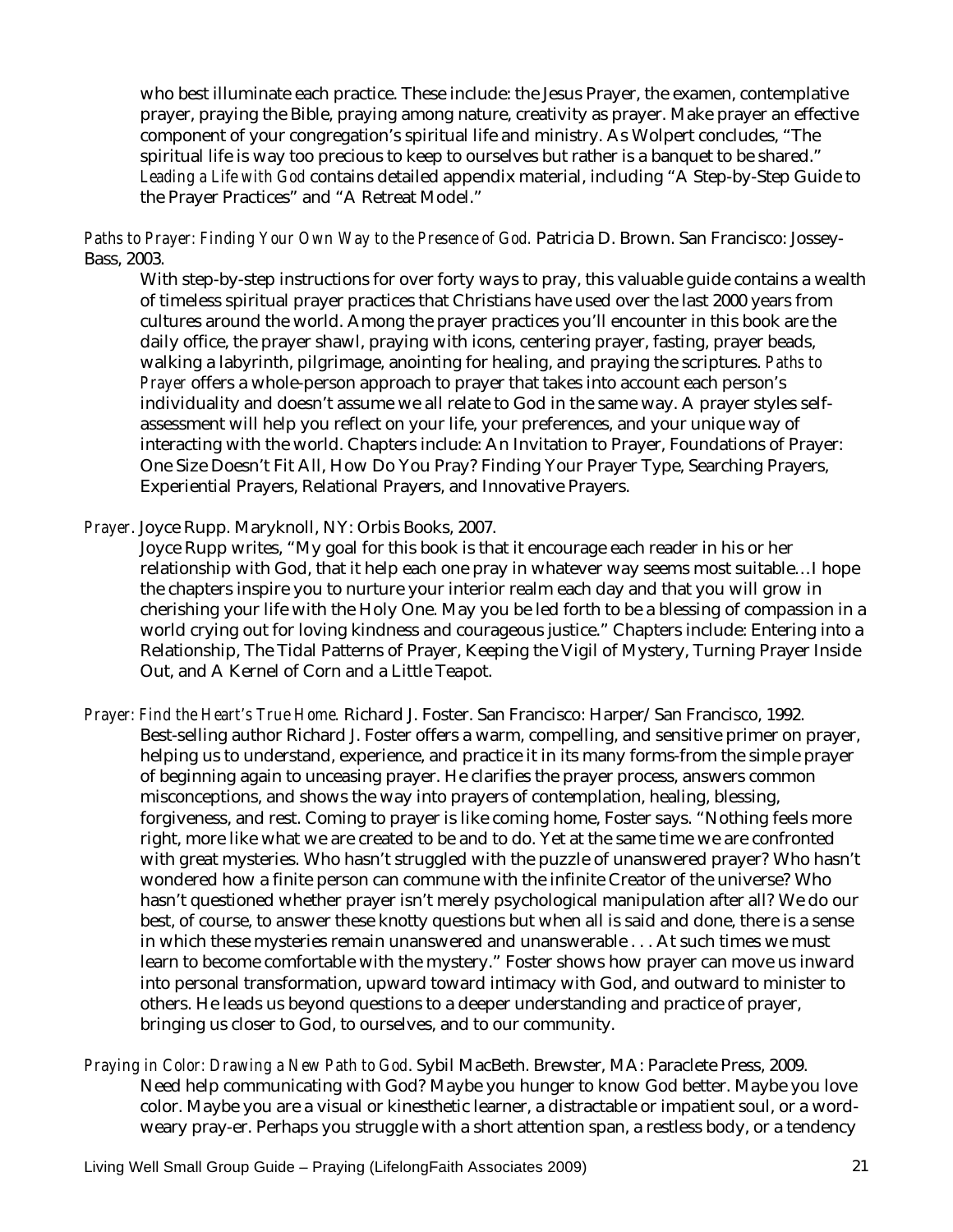who best illuminate each practice. These include: the Jesus Prayer, the examen, contemplative prayer, praying the Bible, praying among nature, creativity as prayer. Make prayer an effective component of your congregation's spiritual life and ministry. As Wolpert concludes, "The spiritual life is way too precious to keep to ourselves but rather is a banquet to be shared." *Leading a Life with God* contains detailed appendix material, including "A Step-by-Step Guide to the Prayer Practices" and "A Retreat Model."

*Paths to Prayer: Finding Your Own Way to the Presence of God.* Patricia D. Brown. San Francisco: Jossey-Bass, 2003.

With step-by-step instructions for over forty ways to pray, this valuable guide contains a wealth of timeless spiritual prayer practices that Christians have used over the last 2000 years from cultures around the world. Among the prayer practices you'll encounter in this book are the daily office, the prayer shawl, praying with icons, centering prayer, fasting, prayer beads, walking a labyrinth, pilgrimage, anointing for healing, and praying the scriptures. *Paths to Prayer* offers a whole-person approach to prayer that takes into account each person's individuality and doesn't assume we all relate to God in the same way. A prayer styles self-assessment will help you reflect on your life, your preferences, and your unique way of interacting with the world. Chapters include: An Invitation to Prayer, Foundations of Prayer: One Size Doesn't Fit All, How Do You Pray? Finding Your Prayer Type, Searching Prayers, Experiential Prayers, Relational Prayers, and Innovative Prayers.

*Prayer.* Joyce Rupp. Maryknoll, NY: Orbis Books, 2007.

Joyce Rupp writes, "My goal for this book is that it encourage each reader in his or her relationship with God, that it help each one pray in whatever way seems most suitable…I hope the chapters inspire you to nurture your interior realm each day and that you will grow in cherishing your life with the Holy One. May you be led forth to be a blessing of compassion in a world crying out for loving kindness and courageous justice." Chapters include: Entering into a Relationship, The Tidal Patterns of Prayer, Keeping the Vigil of Mystery, Turning Prayer Inside Out, and A Kernel of Corn and a Little Teapot.

*Prayer: Find the Heart's True Home.* Richard J. Foster. San Francisco: Harper/San Francisco, 1992.

Best-selling author Richard J. Foster offers a warm, compelling, and sensitive primer on prayer, helping us to understand, experience, and practice it in its many forms-from the simple prayer of beginning again to unceasing prayer. He clarifies the prayer process, answers common misconceptions, and shows the way into prayers of contemplation, healing, blessing, forgiveness, and rest. Coming to prayer is like coming home, Foster says. "Nothing feels more right, more like what we are created to be and to do. Yet at the same time we are confronted with great mysteries. Who hasn't struggled with the puzzle of unanswered prayer? Who hasn't wondered how a finite person can commune with the infinite Creator of the universe? Who hasn't questioned whether prayer isn't merely psychological manipulation after all? We do our best, of course, to answer these knotty questions but when all is said and done, there is a sense in which these mysteries remain unanswered and unanswerable . . . At such times we must learn to become comfortable with the mystery." Foster shows how prayer can move us inward into personal transformation, upward toward intimacy with God, and outward to minister to others. He leads us beyond questions to a deeper understanding and practice of prayer, bringing us closer to God, to ourselves, and to our community.

*Praying in Color: Drawing a New Path to God*. Sybil MacBeth. Brewster, MA: Paraclete Press, 2009.

Need help communicating with God? Maybe you hunger to know God better. Maybe you love color. Maybe you are a visual or kinesthetic learner, a distractable or impatient soul, or a word-weary pray-er. Perhaps you struggle with a short attention span, a restless body, or a tendency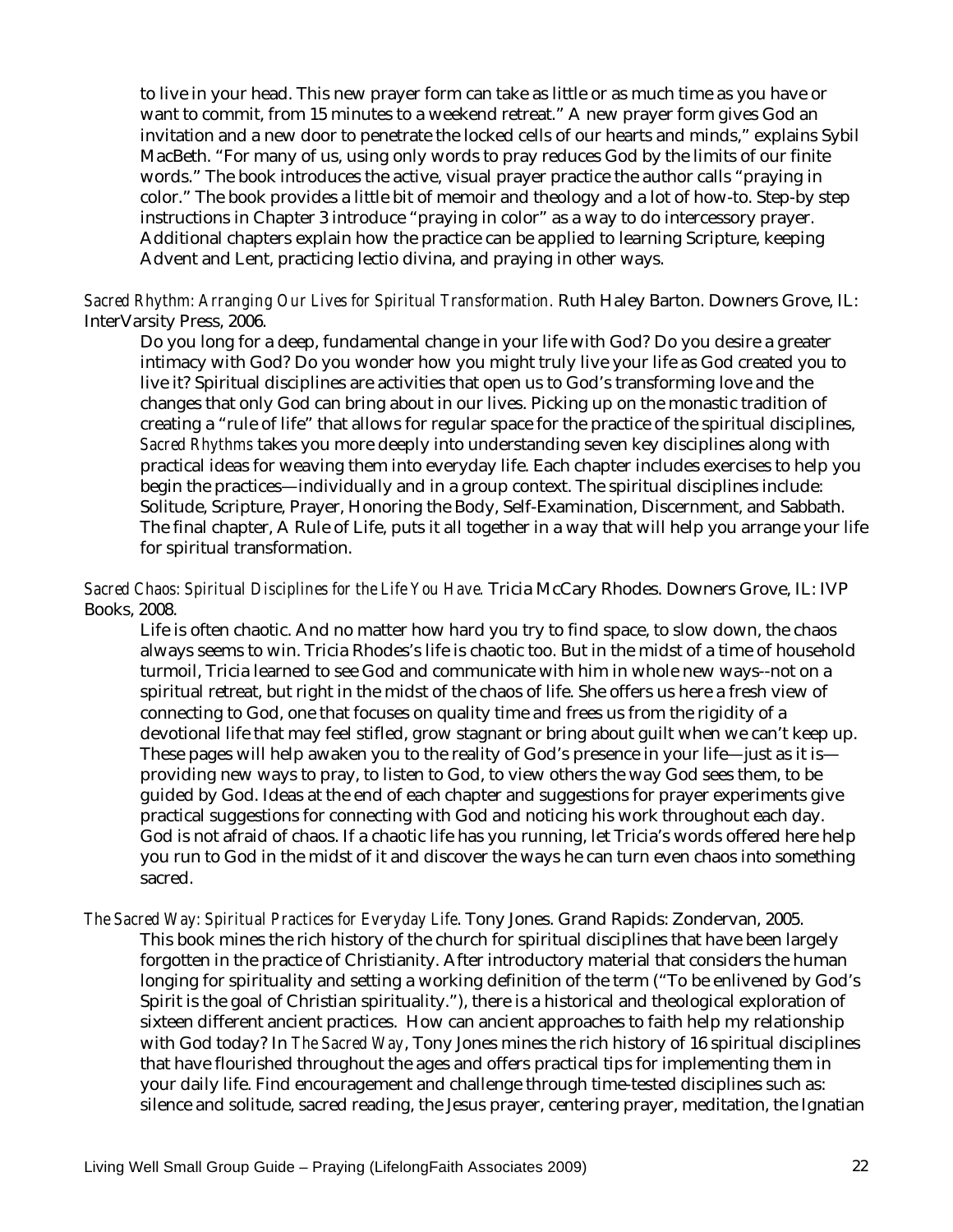to live in your head. This new prayer form can take as little or as much time as you have or want to commit, from 15 minutes to a weekend retreat." A new prayer form gives God an invitation and a new door to penetrate the locked cells of our hearts and minds," explains Sybil MacBeth. "For many of us, using only words to pray reduces God by the limits of our finite words." The book introduces the active, visual prayer practice the author calls "praying in color." The book provides a little bit of memoir and theology and a lot of how-to. Step-by step instructions in Chapter 3 introduce "praying in color" as a way to do intercessory prayer. Additional chapters explain how the practice can be applied to learning Scripture, keeping Advent and Lent, practicing lectio divina, and praying in other ways.

*Sacred Rhythm: Arranging Our Lives for Spiritual Transformation.* Ruth Haley Barton. Downers Grove, IL: InterVarsity Press, 2006.

Do you long for a deep, fundamental change in your life with God? Do you desire a greater intimacy with God? Do you wonder how you might truly live your life as God created you to live it? Spiritual disciplines are activities that open us to God's transforming love and the changes that only God can bring about in our lives. Picking up on the monastic tradition of creating a "rule of life" that allows for regular space for the practice of the spiritual disciplines, *Sacred Rhythms* takes you more deeply into understanding seven key disciplines along with practical ideas for weaving them into everyday life. Each chapter includes exercises to help you begin the practices—individually and in a group context. The spiritual disciplines include: Solitude, Scripture, Prayer, Honoring the Body, Self-Examination, Discernment, and Sabbath. The final chapter, A Rule of Life, puts it all together in a way that will help you arrange your life for spiritual transformation.

*Sacred Chaos: Spiritual Disciplines for the Life You Have.* Tricia McCary Rhodes. Downers Grove, IL: IVP Books, 2008.

Life is often chaotic. And no matter how hard you try to find space, to slow down, the chaos always seems to win. Tricia Rhodes's life is chaotic too. But in the midst of a time of household turmoil, Tricia learned to see God and communicate with him in whole new ways--not on a spiritual retreat, but right in the midst of the chaos of life. She offers us here a fresh view of connecting to God, one that focuses on quality time and frees us from the rigidity of a devotional life that may feel stifled, grow stagnant or bring about guilt when we can't keep up. These pages will help awaken you to the reality of God's presence in your life—just as it is—providing new ways to pray, to listen to God, to view others the way God sees them, to be guided by God. Ideas at the end of each chapter and suggestions for prayer experiments give practical suggestions for connecting with God and noticing his work throughout each day. God is not afraid of chaos. If a chaotic life has you running, let Tricia's words offered here help you run to God in the midst of it and discover the ways he can turn even chaos into something sacred.

*The Sacred Way: Spiritual Practices for Everyday Life.* Tony Jones. Grand Rapids: Zondervan, 2005.

This book mines the rich history of the church for spiritual disciplines that have been largely forgotten in the practice of Christianity. After introductory material that considers the human longing for spirituality and setting a working definition of the term ("To be enlivened by God's Spirit is the goal of Christian spirituality."), there is a historical and theological exploration of sixteen different ancient practices. How can ancient approaches to faith help my relationship with God today? In *The Sacred Way*, Tony Jones mines the rich history of 16 spiritual disciplines that have flourished throughout the ages and offers practical tips for implementing them in your daily life. Find encouragement and challenge through time-tested disciplines such as: silence and solitude, sacred reading, the Jesus prayer, centering prayer, meditation, the Ignatian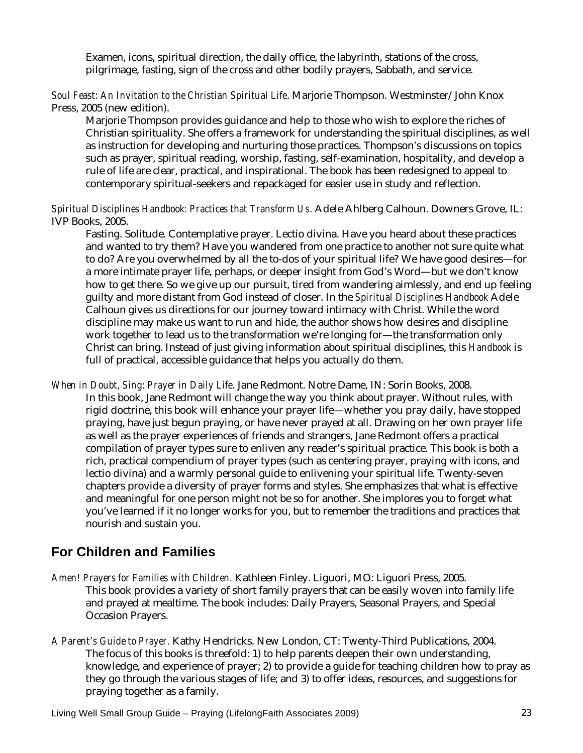Examen, icons, spiritual direction, the daily office, the labyrinth, stations of the cross, pilgrimage, fasting, sign of the cross and other bodily prayers, Sabbath, and service.

*Soul Feast: An Invitation to the Christian Spiritual Life*. Marjorie Thompson. Westminster/John Knox Press, 2005 (new edition).

Marjorie Thompson provides guidance and help to those who wish to explore the riches of Christian spirituality. She offers a framework for understanding the spiritual disciplines, as well as instruction for developing and nurturing those practices. Thompson's discussions on topics such as prayer, spiritual reading, worship, fasting, self-examination, hospitality, and develop a rule of life are clear, practical, and inspirational. The book has been redesigned to appeal to contemporary spiritual-seekers and repackaged for easier use in study and reflection.

*Spiritual Disciplines Handbook: Practices that Transform Us*. Adele Ahlberg Calhoun. Downers Grove, IL: IVP Books, 2005.

Fasting. Solitude. Contemplative prayer. Lectio divina. Have you heard about these practices and wanted to try them? Have you wandered from one practice to another not sure quite what to do? Are you overwhelmed by all the to-dos of your spiritual life? We have good desires—for a more intimate prayer life, perhaps, or deeper insight from God's Word—but we don't know how to get there. So we give up our pursuit, tired from wandering aimlessly, and end up feeling guilty and more distant from God instead of closer. In the *Spiritual Disciplines Handbook* Adele Calhoun gives us directions for our journey toward intimacy with Christ. While the word discipline may make us want to run and hide, the author shows how desires and discipline work together to lead us to the transformation we're longing for—the transformation only Christ can bring. Instead of just giving information about spiritual disciplines, this *Handbook* is full of practical, accessible guidance that helps you actually do them.

*When in Doubt, Sing: Prayer in Daily Life.* Jane Redmont. Notre Dame, IN: Sorin Books, 2008.

In this book, Jane Redmont will change the way you think about prayer. Without rules, with rigid doctrine, this book will enhance your prayer life—whether you pray daily, have stopped praying, have just begun praying, or have never prayed at all. Drawing on her own prayer life as well as the prayer experiences of friends and strangers, Jane Redmont offers a practical compilation of prayer types sure to enliven any reader's spiritual practice. This book is both a rich, practical compendium of prayer types (such as centering prayer, praying with icons, and lectio divina) and a warmly personal guide to enlivening your spiritual life. Twenty-seven chapters provide a diversity of prayer forms and styles. She emphasizes that what is effective and meaningful for one person might not be so for another. She implores you to forget what you've learned if it no longer works for you, but to remember the traditions and practices that nourish and sustain you.

## For Children and Families

*Amen! Prayers for Families with Children.* Kathleen Finley. Liguori, MO: Liguori Press, 2005.

This book provides a variety of short family prayers that can be easily woven into family life and prayed at mealtime. The book includes: Daily Prayers, Seasonal Prayers, and Special Occasion Prayers.

*A Parent's Guide to Prayer.* Kathy Hendricks. New London, CT: Twenty-Third Publications, 2004.

The focus of this books is threefold: 1) to help parents deepen their own understanding, knowledge, and experience of prayer; 2) to provide a guide for teaching children how to pray as they go through the various stages of life; and 3) to offer ideas, resources, and suggestions for praying together as a family.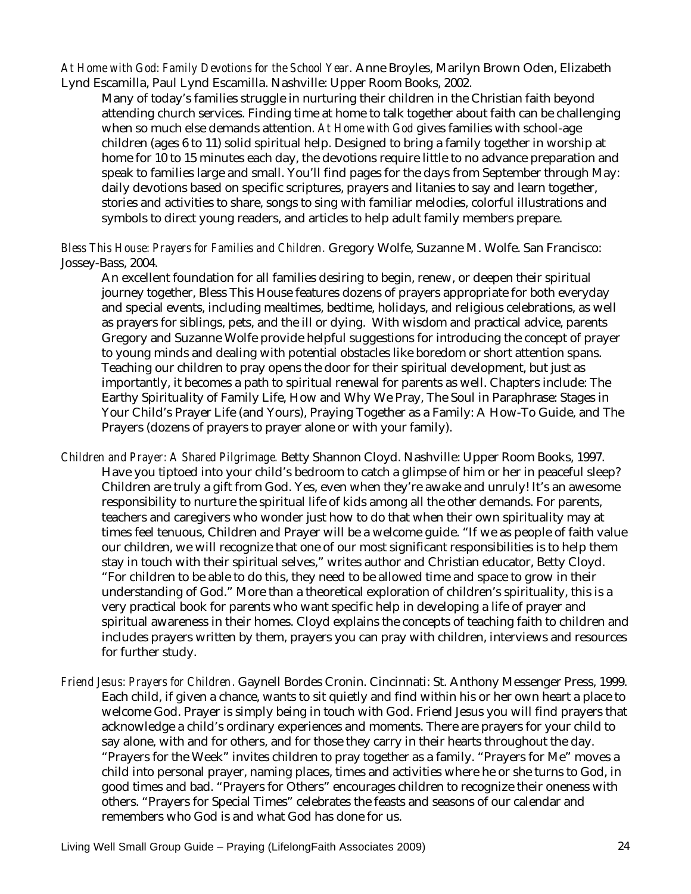*At Home with God: Family Devotions for the School Year*. Anne Broyles, Marilyn Brown Oden, Elizabeth Lynd Escamilla, Paul Lynd Escamilla. Nashville: Upper Room Books, 2002.

Many of today's families struggle in nurturing their children in the Christian faith beyond attending church services. Finding time at home to talk together about faith can be challenging when so much else demands attention. *At Home with God* gives families with school-age children (ages 6 to 11) solid spiritual help. Designed to bring a family together in worship at home for 10 to 15 minutes each day, the devotions require little to no advance preparation and speak to families large and small. You'll find pages for the days from September through May: daily devotions based on specific scriptures, prayers and litanies to say and learn together, stories and activities to share, songs to sing with familiar melodies, colorful illustrations and symbols to direct young readers, and articles to help adult family members prepare.

*Bless This House: Prayers for Families and Children.* Gregory Wolfe, Suzanne M. Wolfe. San Francisco: Jossey-Bass, 2004.

An excellent foundation for all families desiring to begin, renew, or deepen their spiritual journey together, Bless This House features dozens of prayers appropriate for both everyday and special events, including mealtimes, bedtime, holidays, and religious celebrations, as well as prayers for siblings, pets, and the ill or dying. With wisdom and practical advice, parents Gregory and Suzanne Wolfe provide helpful suggestions for introducing the concept of prayer to young minds and dealing with potential obstacles like boredom or short attention spans. Teaching our children to pray opens the door for their spiritual development, but just as importantly, it becomes a path to spiritual renewal for parents as well. Chapters include: The Earthy Spirituality of Family Life, How and Why We Pray, The Soul in Paraphrase: Stages in Your Child's Prayer Life (and Yours), Praying Together as a Family: A How-To Guide, and The Prayers (dozens of prayers to prayer alone or with your family).

*Children and Prayer: A Shared Pilgrimage.* Betty Shannon Cloyd. Nashville: Upper Room Books, 1997.

Have you tiptoed into your child's bedroom to catch a glimpse of him or her in peaceful sleep? Children are truly a gift from God. Yes, even when they're awake and unruly! It's an awesome responsibility to nurture the spiritual life of kids among all the other demands. For parents, teachers and caregivers who wonder just how to do that when their own spirituality may at times feel tenuous, Children and Prayer will be a welcome guide. "If we as people of faith value our children, we will recognize that one of our most significant responsibilities is to help them stay in touch with their spiritual selves," writes author and Christian educator, Betty Cloyd. "For children to be able to do this, they need to be allowed time and space to grow in their understanding of God." More than a theoretical exploration of children's spirituality, this is a very practical book for parents who want specific help in developing a life of prayer and spiritual awareness in their homes. Cloyd explains the concepts of teaching faith to children and includes prayers written by them, prayers you can pray with children, interviews and resources for further study.

*Friend Jesus: Prayers for Children*. Gaynell Bordes Cronin. Cincinnati: St. Anthony Messenger Press, 1999.

Each child, if given a chance, wants to sit quietly and find within his or her own heart a place to welcome God. Prayer is simply being in touch with God. Friend Jesus you will find prayers that acknowledge a child's ordinary experiences and moments. There are prayers for your child to say alone, with and for others, and for those they carry in their hearts throughout the day. "Prayers for the Week" invites children to pray together as a family. "Prayers for Me" moves a child into personal prayer, naming places, times and activities where he or she turns to God, in good times and bad. "Prayers for Others" encourages children to recognize their oneness with others. "Prayers for Special Times" celebrates the feasts and seasons of our calendar and remembers who God is and what God has done for us.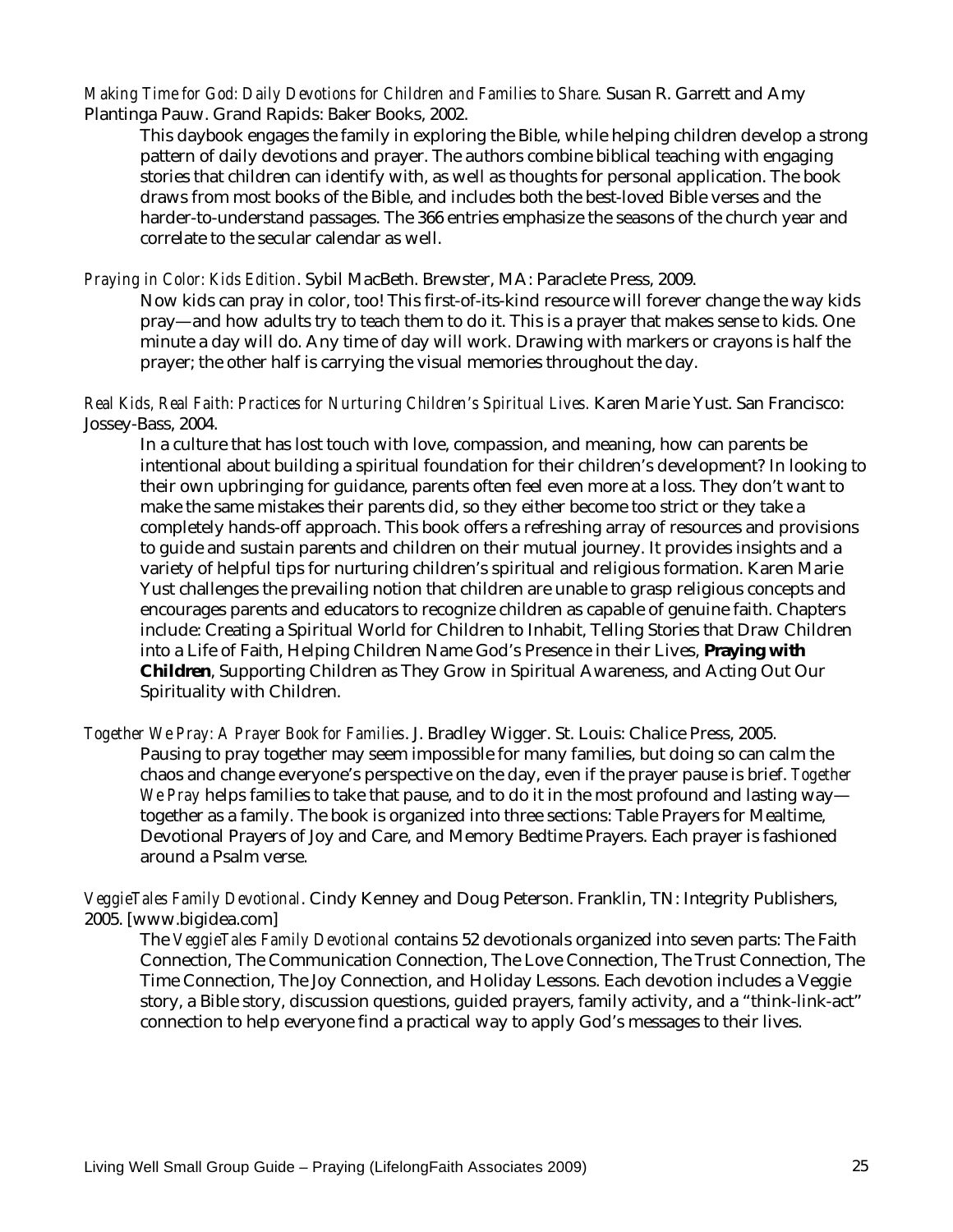*Making Time for God: Daily Devotions for Children and Families to Share.* Susan R. Garrett and Amy Plantinga Pauw. Grand Rapids: Baker Books, 2002.

This daybook engages the family in exploring the Bible, while helping children develop a strong pattern of daily devotions and prayer. The authors combine biblical teaching with engaging stories that children can identify with, as well as thoughts for personal application. The book draws from most books of the Bible, and includes both the best-loved Bible verses and the harder-to-understand passages. The 366 entries emphasize the seasons of the church year and correlate to the secular calendar as well.

*Praying in Color: Kids Edition*. Sybil MacBeth. Brewster, MA: Paraclete Press, 2009.

Now kids can pray in color, too! This first-of-its-kind resource will forever change the way kids pray—and how adults try to teach them to do it. This is a prayer that makes sense to kids. One minute a day will do. Any time of day will work. Drawing with markers or crayons is half the prayer; the other half is carrying the visual memories throughout the day.

*Real Kids, Real Faith: Practices for Nurturing Children's Spiritual Lives.* Karen Marie Yust. San Francisco: Jossey-Bass, 2004.

In a culture that has lost touch with love, compassion, and meaning, how can parents be intentional about building a spiritual foundation for their children's development? In looking to their own upbringing for guidance, parents often feel even more at a loss. They don't want to make the same mistakes their parents did, so they either become too strict or they take a completely hands-off approach. This book offers a refreshing array of resources and provisions to guide and sustain parents and children on their mutual journey. It provides insights and a variety of helpful tips for nurturing children's spiritual and religious formation. Karen Marie Yust challenges the prevailing notion that children are unable to grasp religious concepts and encourages parents and educators to recognize children as capable of genuine faith. Chapters include: Creating a Spiritual World for Children to Inhabit, Telling Stories that Draw Children into a Life of Faith, Helping Children Name God's Presence in their Lives, **Praying with Children**, Supporting Children as They Grow in Spiritual Awareness, and Acting Out Our Spirituality with Children.

*Together We Pray: A Prayer Book for Families*. J. Bradley Wigger. St. Louis: Chalice Press, 2005.

Pausing to pray together may seem impossible for many families, but doing so can calm the chaos and change everyone's perspective on the day, even if the prayer pause is brief. *Together We Pray* helps families to take that pause, and to do it in the most profound and lasting way—together as a family. The book is organized into three sections: Table Prayers for Mealtime, Devotional Prayers of Joy and Care, and Memory Bedtime Prayers. Each prayer is fashioned around a Psalm verse.

*VeggieTales Family Devotional*. Cindy Kenney and Doug Peterson. Franklin, TN: Integrity Publishers, 2005. [www.bigidea.com]

The *VeggieTales Family Devotional* contains 52 devotionals organized into seven parts: The Faith Connection, The Communication Connection, The Love Connection, The Trust Connection, The Time Connection, The Joy Connection, and Holiday Lessons. Each devotion includes a Veggie story, a Bible story, discussion questions, guided prayers, family activity, and a "think-link-act" connection to help everyone find a practical way to apply God's messages to their lives.